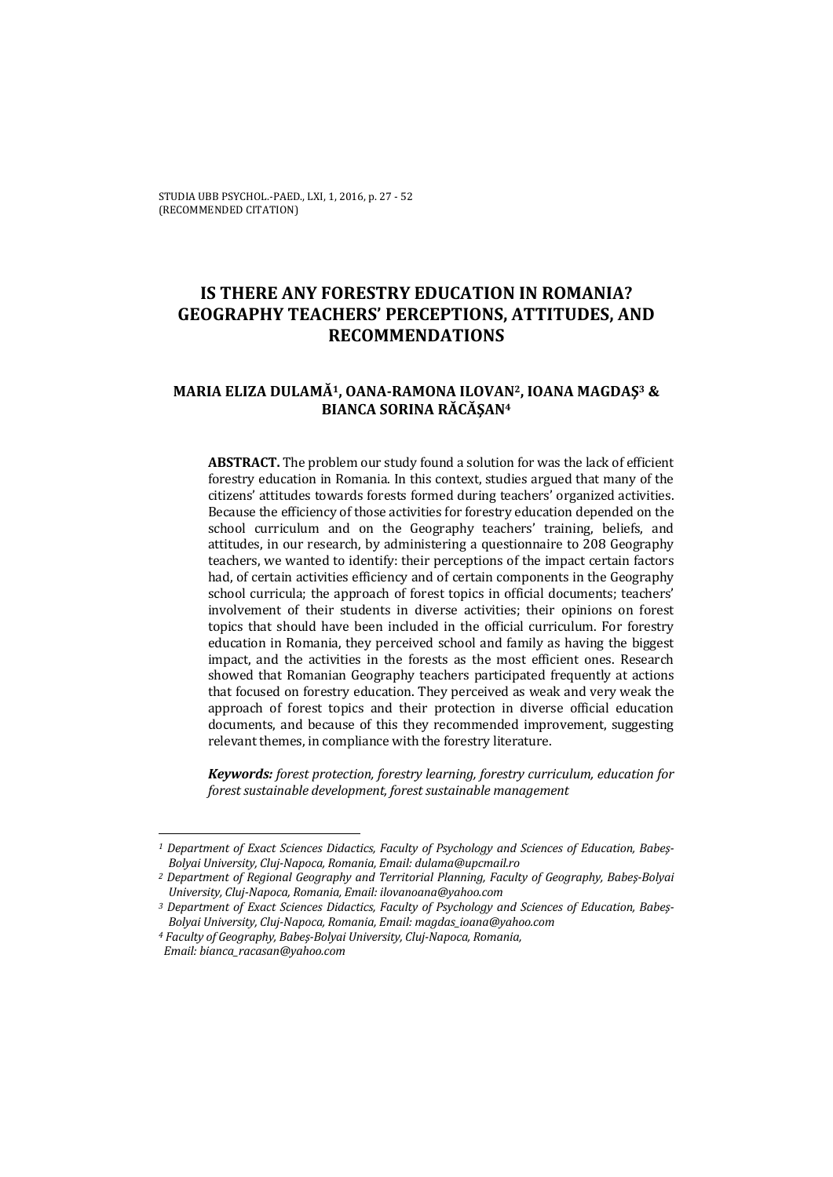# IS THERE ANY FORESTRY EDUCATION IN ROMANIA? GEOGRAPHY TEACHERS' PERCEPTIONS, ATTITUDES, AND RECOMMENDATIONS

**MARIA ELIZA DULAMĂ[1], OANA-RAMONA ILOVAN[2], IOANA MAGDAŞ[3] & BIANCA SORINA RĂCĂŞAN[4]**

**ABSTRACT.** The problem our study found a solution for was the lack of efficient forestry education in Romania. In this context, studies argued that many of the citizens' attitudes towards forests formed during teachers' organized activities. Because the efficiency of those activities for forestry education depended on the school curriculum and on the Geography teachers' training, beliefs, and attitudes, in our research, by administering a questionnaire to 208 Geography teachers, we wanted to identify: their perceptions of the impact certain factors had, of certain activities efficiency and of certain components in the Geography school curricula; the approach of forest topics in official documents; teachers' involvement of their students in diverse activities; their opinions on forest topics that should have been included in the official curriculum. For forestry education in Romania, they perceived school and family as having the biggest impact, and the activities in the forests as the most efficient ones. Research showed that Romanian Geography teachers participated frequently at actions that focused on forestry education. They perceived as weak and very weak the approach of forest topics and their protection in diverse official education documents, and because of this they recommended improvement, suggesting relevant themes, in compliance with the forestry literature.

***Keywords:*** *forest protection, forestry learning, forestry curriculum, education for forest sustainable development, forest sustainable management*

---

*[1] Department of Exact Sciences Didactics, Faculty of Psychology and Sciences of Education, Babeş-Bolyai University, Cluj-Napoca, Romania, Email: dulama@upcmail.ro*

*[2] Department of Regional Geography and Territorial Planning, Faculty of Geography, Babeş-Bolyai University, Cluj-Napoca, Romania, Email: ilovanoana@yahoo.com*

*[3] Department of Exact Sciences Didactics, Faculty of Psychology and Sciences of Education, Babeş-Bolyai University, Cluj-Napoca, Romania, Email: magdas_ioana@yahoo.com*

*[4] Faculty of Geography, Babeş-Bolyai University, Cluj-Napoca, Romania, Email: bianca_racasan@yahoo.com*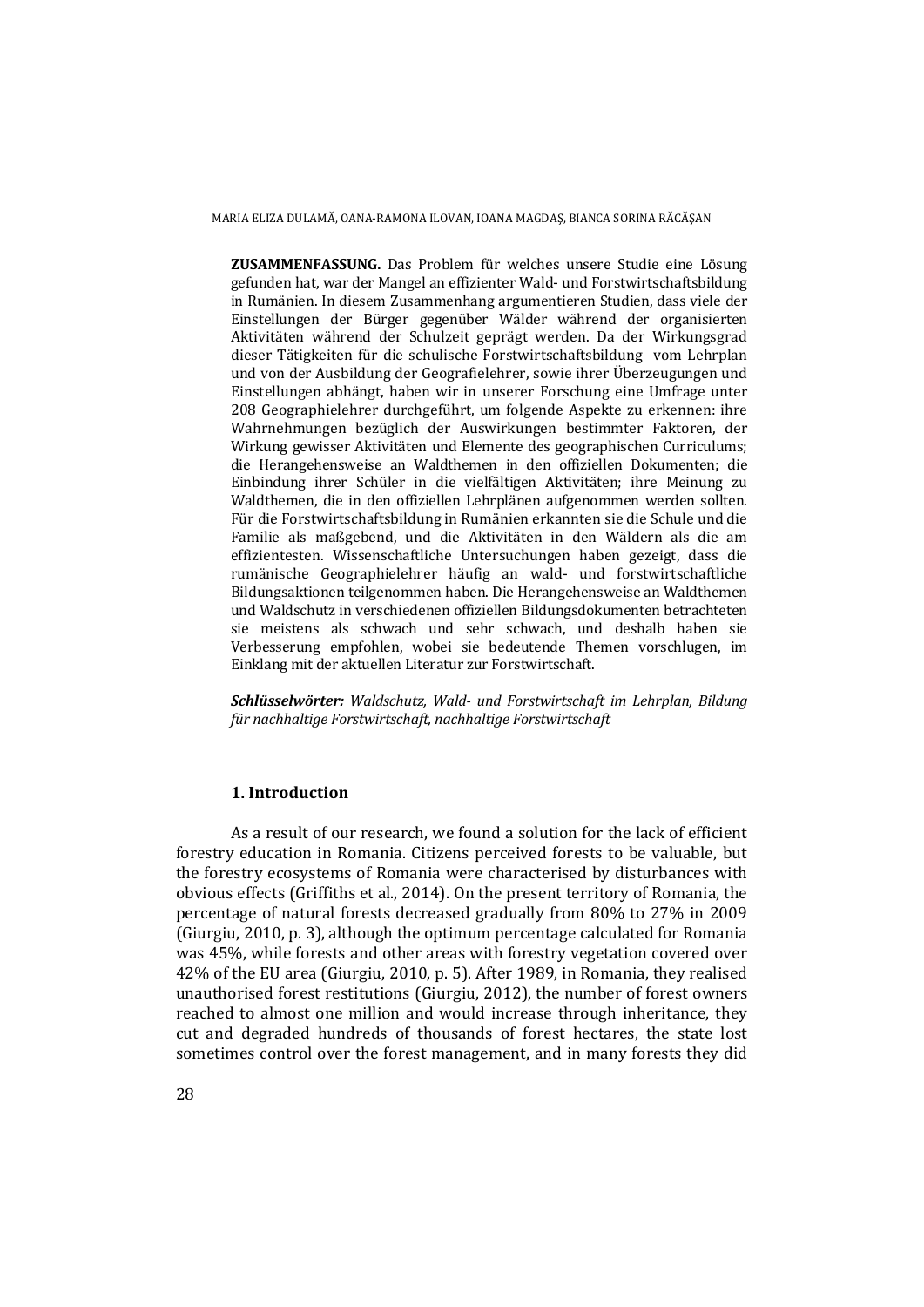**ZUSAMMENFASSUNG.** Das Problem für welches unsere Studie eine Lösung gefunden hat, war der Mangel an effizienter Wald- und Forstwirtschaftsbildung in Rumänien. In diesem Zusammenhang argumentieren Studien, dass viele der Einstellungen der Bürger gegenüber Wälder während der organisierten Aktivitäten während der Schulzeit geprägt werden. Da der Wirkungsgrad dieser Tätigkeiten für die schulische Forstwirtschaftsbildung vom Lehrplan und von der Ausbildung der Geografielehrer, sowie ihrer Überzeugungen und Einstellungen abhängt, haben wir in unserer Forschung eine Umfrage unter 208 Geographielehrer durchgeführt, um folgende Aspekte zu erkennen: ihre Wahrnehmungen bezüglich der Auswirkungen bestimmter Faktoren, der Wirkung gewisser Aktivitäten und Elemente des geographischen Curriculums; die Herangehensweise an Waldthemen in den offiziellen Dokumenten; die Einbindung ihrer Schüler in die vielfältigen Aktivitäten; ihre Meinung zu Waldthemen, die in den offiziellen Lehrplänen aufgenommen werden sollten. Für die Forstwirtschaftsbildung in Rumänien erkannten sie die Schule und die Familie als maßgebend, und die Aktivitäten in den Wäldern als die am effizientesten. Wissenschaftliche Untersuchungen haben gezeigt, dass die rumänische Geographielehrer häufig an wald- und forstwirtschaftliche Bildungsaktionen teilgenommen haben. Die Herangehensweise an Waldthemen und Waldschutz in verschiedenen offiziellen Bildungsdokumenten betrachteten sie meistens als schwach und sehr schwach, und deshalb haben sie Verbesserung empfohlen, wobei sie bedeutende Themen vorschlugen, im Einklang mit der aktuellen Literatur zur Forstwirtschaft.

***Schlüsselwörter:*** *Waldschutz, Wald- und Forstwirtschaft im Lehrplan, Bildung für nachhaltige Forstwirtschaft, nachhaltige Forstwirtschaft*

## 1. Introduction

As a result of our research, we found a solution for the lack of efficient forestry education in Romania. Citizens perceived forests to be valuable, but the forestry ecosystems of Romania were characterised by disturbances with obvious effects (Griffiths et al., 2014). On the present territory of Romania, the percentage of natural forests decreased gradually from 80% to 27% in 2009 (Giurgiu, 2010, p. 3), although the optimum percentage calculated for Romania was 45%, while forests and other areas with forestry vegetation covered over 42% of the EU area (Giurgiu, 2010, p. 5). After 1989, in Romania, they realised unauthorised forest restitutions (Giurgiu, 2012), the number of forest owners reached to almost one million and would increase through inheritance, they cut and degraded hundreds of thousands of forest hectares, the state lost sometimes control over the forest management, and in many forests they did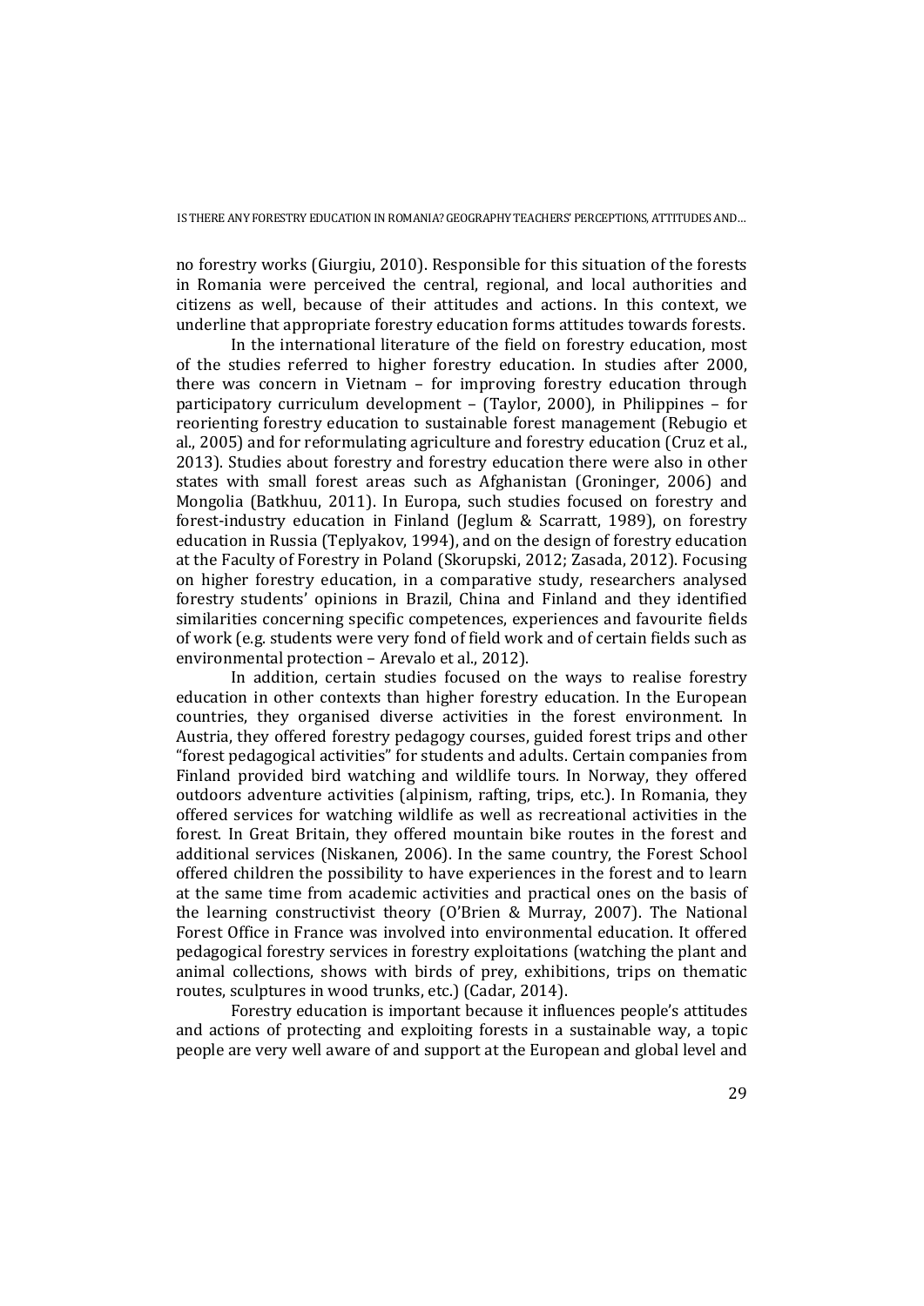no forestry works (Giurgiu, 2010). Responsible for this situation of the forests in Romania were perceived the central, regional, and local authorities and citizens as well, because of their attitudes and actions. In this context, we underline that appropriate forestry education forms attitudes towards forests.

In the international literature of the field on forestry education, most of the studies referred to higher forestry education. In studies after 2000, there was concern in Vietnam – for improving forestry education through participatory curriculum development – (Taylor, 2000), in Philippines – for reorienting forestry education to sustainable forest management (Rebugio et al., 2005) and for reformulating agriculture and forestry education (Cruz et al., 2013). Studies about forestry and forestry education there were also in other states with small forest areas such as Afghanistan (Groninger, 2006) and Mongolia (Batkhuu, 2011). In Europa, such studies focused on forestry and forest-industry education in Finland (Jeglum & Scarratt, 1989), on forestry education in Russia (Teplyakov, 1994), and on the design of forestry education at the Faculty of Forestry in Poland (Skorupski, 2012; Zasada, 2012). Focusing on higher forestry education, in a comparative study, researchers analysed forestry students' opinions in Brazil, China and Finland and they identified similarities concerning specific competences, experiences and favourite fields of work (e.g. students were very fond of field work and of certain fields such as environmental protection – Arevalo et al., 2012).

In addition, certain studies focused on the ways to realise forestry education in other contexts than higher forestry education. In the European countries, they organised diverse activities in the forest environment. In Austria, they offered forestry pedagogy courses, guided forest trips and other "forest pedagogical activities" for students and adults. Certain companies from Finland provided bird watching and wildlife tours. In Norway, they offered outdoors adventure activities (alpinism, rafting, trips, etc.). In Romania, they offered services for watching wildlife as well as recreational activities in the forest. In Great Britain, they offered mountain bike routes in the forest and additional services (Niskanen, 2006). In the same country, the Forest School offered children the possibility to have experiences in the forest and to learn at the same time from academic activities and practical ones on the basis of the learning constructivist theory (O'Brien & Murray, 2007). The National Forest Office in France was involved into environmental education. It offered pedagogical forestry services in forestry exploitations (watching the plant and animal collections, shows with birds of prey, exhibitions, trips on thematic routes, sculptures in wood trunks, etc.) (Cadar, 2014).

Forestry education is important because it influences people's attitudes and actions of protecting and exploiting forests in a sustainable way, a topic people are very well aware of and support at the European and global level and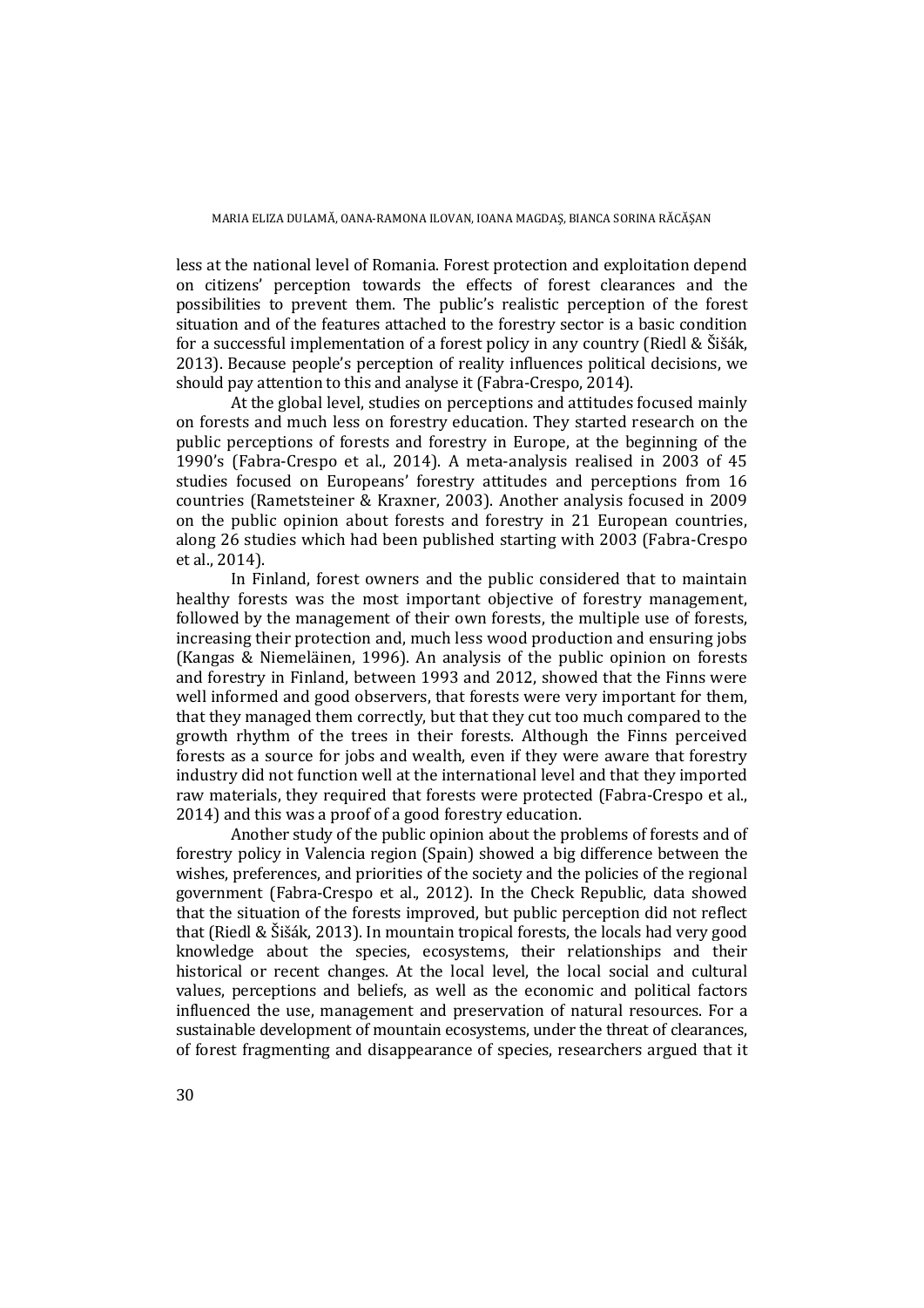less at the national level of Romania. Forest protection and exploitation depend on citizens' perception towards the effects of forest clearances and the possibilities to prevent them. The public's realistic perception of the forest situation and of the features attached to the forestry sector is a basic condition for a successful implementation of a forest policy in any country (Riedl & Šišák, 2013). Because people's perception of reality influences political decisions, we should pay attention to this and analyse it (Fabra-Crespo, 2014).

At the global level, studies on perceptions and attitudes focused mainly on forests and much less on forestry education. They started research on the public perceptions of forests and forestry in Europe, at the beginning of the 1990's (Fabra-Crespo et al., 2014). A meta-analysis realised in 2003 of 45 studies focused on Europeans' forestry attitudes and perceptions from 16 countries (Rametsteiner & Kraxner, 2003). Another analysis focused in 2009 on the public opinion about forests and forestry in 21 European countries, along 26 studies which had been published starting with 2003 (Fabra-Crespo et al., 2014).

In Finland, forest owners and the public considered that to maintain healthy forests was the most important objective of forestry management, followed by the management of their own forests, the multiple use of forests, increasing their protection and, much less wood production and ensuring jobs (Kangas & Niemeläinen, 1996). An analysis of the public opinion on forests and forestry in Finland, between 1993 and 2012, showed that the Finns were well informed and good observers, that forests were very important for them, that they managed them correctly, but that they cut too much compared to the growth rhythm of the trees in their forests. Although the Finns perceived forests as a source for jobs and wealth, even if they were aware that forestry industry did not function well at the international level and that they imported raw materials, they required that forests were protected (Fabra-Crespo et al., 2014) and this was a proof of a good forestry education.

Another study of the public opinion about the problems of forests and of forestry policy in Valencia region (Spain) showed a big difference between the wishes, preferences, and priorities of the society and the policies of the regional government (Fabra-Crespo et al., 2012). In the Check Republic, data showed that the situation of the forests improved, but public perception did not reflect that (Riedl & Šišák, 2013). In mountain tropical forests, the locals had very good knowledge about the species, ecosystems, their relationships and their historical or recent changes. At the local level, the local social and cultural values, perceptions and beliefs, as well as the economic and political factors influenced the use, management and preservation of natural resources. For a sustainable development of mountain ecosystems, under the threat of clearances, of forest fragmenting and disappearance of species, researchers argued that it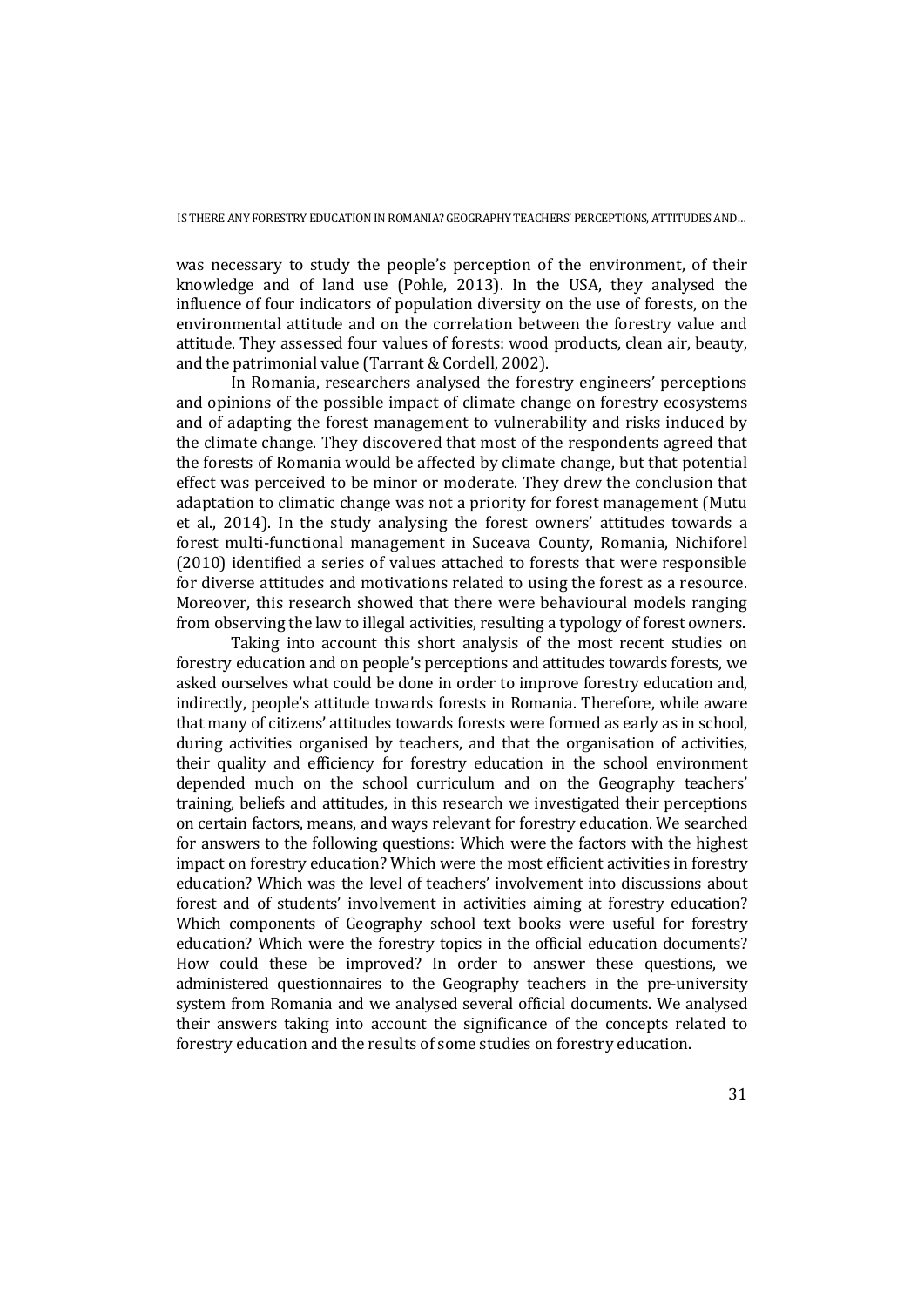was necessary to study the people's perception of the environment, of their knowledge and of land use (Pohle, 2013). In the USA, they analysed the influence of four indicators of population diversity on the use of forests, on the environmental attitude and on the correlation between the forestry value and attitude. They assessed four values of forests: wood products, clean air, beauty, and the patrimonial value (Tarrant & Cordell, 2002).

In Romania, researchers analysed the forestry engineers' perceptions and opinions of the possible impact of climate change on forestry ecosystems and of adapting the forest management to vulnerability and risks induced by the climate change. They discovered that most of the respondents agreed that the forests of Romania would be affected by climate change, but that potential effect was perceived to be minor or moderate. They drew the conclusion that adaptation to climatic change was not a priority for forest management (Mutu et al., 2014). In the study analysing the forest owners' attitudes towards a forest multi-functional management in Suceava County, Romania, Nichiforel (2010) identified a series of values attached to forests that were responsible for diverse attitudes and motivations related to using the forest as a resource. Moreover, this research showed that there were behavioural models ranging from observing the law to illegal activities, resulting a typology of forest owners.

Taking into account this short analysis of the most recent studies on forestry education and on people's perceptions and attitudes towards forests, we asked ourselves what could be done in order to improve forestry education and, indirectly, people's attitude towards forests in Romania. Therefore, while aware that many of citizens' attitudes towards forests were formed as early as in school, during activities organised by teachers, and that the organisation of activities, their quality and efficiency for forestry education in the school environment depended much on the school curriculum and on the Geography teachers' training, beliefs and attitudes, in this research we investigated their perceptions on certain factors, means, and ways relevant for forestry education. We searched for answers to the following questions: Which were the factors with the highest impact on forestry education? Which were the most efficient activities in forestry education? Which was the level of teachers' involvement into discussions about forest and of students' involvement in activities aiming at forestry education? Which components of Geography school text books were useful for forestry education? Which were the forestry topics in the official education documents? How could these be improved? In order to answer these questions, we administered questionnaires to the Geography teachers in the pre-university system from Romania and we analysed several official documents. We analysed their answers taking into account the significance of the concepts related to forestry education and the results of some studies on forestry education.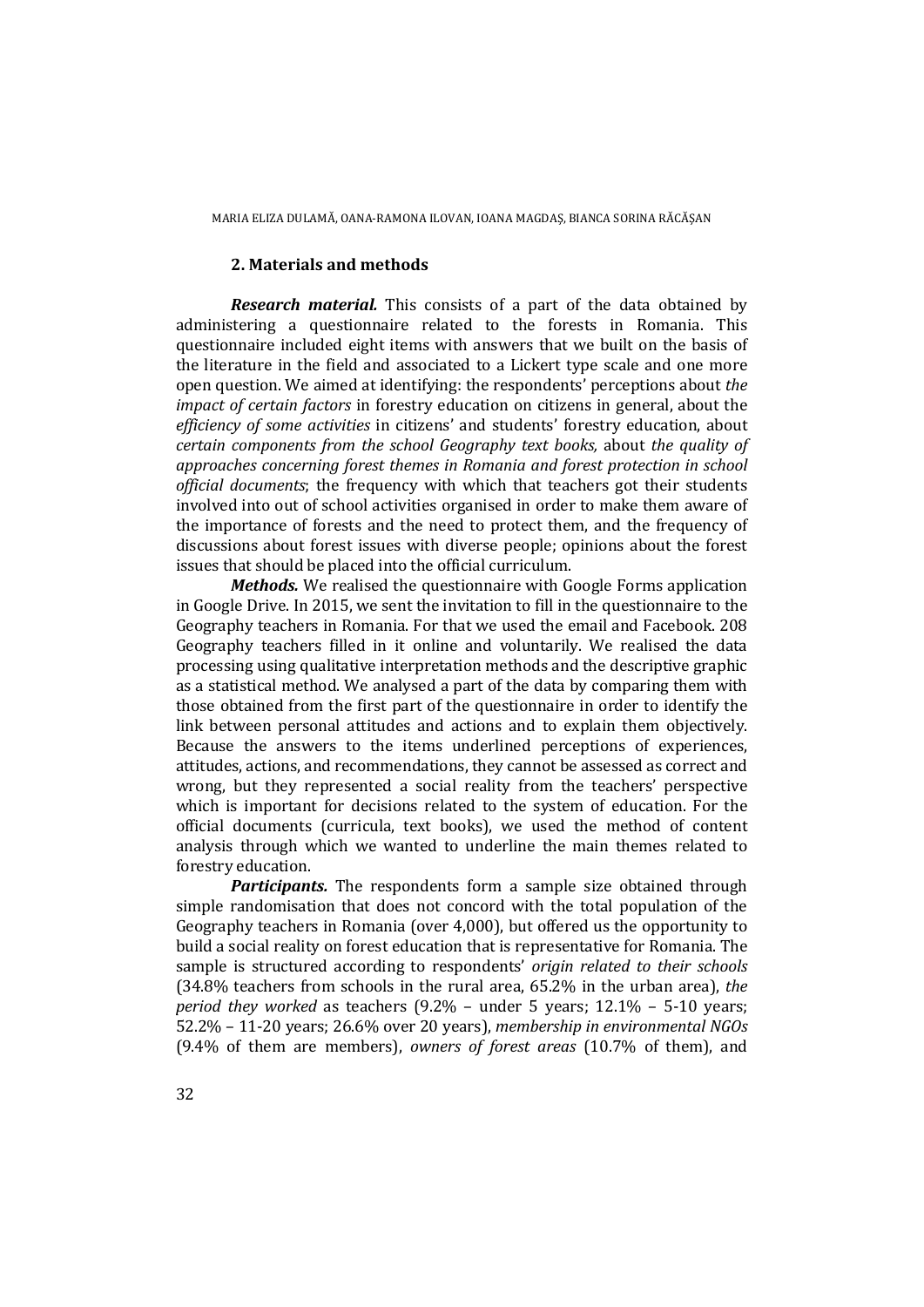## 2. Materials and methods

***Research material.*** This consists of a part of the data obtained by administering a questionnaire related to the forests in Romania. This questionnaire included eight items with answers that we built on the basis of the literature in the field and associated to a Lickert type scale and one more open question. We aimed at identifying: the respondents' perceptions about *the impact of certain factors* in forestry education on citizens in general, about the *efficiency of some activities* in citizens' and students' forestry education, about *certain components from the school Geography text books,* about *the quality of approaches concerning forest themes in Romania and forest protection in school official documents*; the frequency with which that teachers got their students involved into out of school activities organised in order to make them aware of the importance of forests and the need to protect them, and the frequency of discussions about forest issues with diverse people; opinions about the forest issues that should be placed into the official curriculum.

***Methods.*** We realised the questionnaire with Google Forms application in Google Drive. In 2015, we sent the invitation to fill in the questionnaire to the Geography teachers in Romania. For that we used the email and Facebook. 208 Geography teachers filled in it online and voluntarily. We realised the data processing using qualitative interpretation methods and the descriptive graphic as a statistical method. We analysed a part of the data by comparing them with those obtained from the first part of the questionnaire in order to identify the link between personal attitudes and actions and to explain them objectively. Because the answers to the items underlined perceptions of experiences, attitudes, actions, and recommendations, they cannot be assessed as correct and wrong, but they represented a social reality from the teachers' perspective which is important for decisions related to the system of education. For the official documents (curricula, text books), we used the method of content analysis through which we wanted to underline the main themes related to forestry education.

***Participants.*** The respondents form a sample size obtained through simple randomisation that does not concord with the total population of the Geography teachers in Romania (over 4,000), but offered us the opportunity to build a social reality on forest education that is representative for Romania. The sample is structured according to respondents' *origin related to their schools* (34.8% teachers from schools in the rural area, 65.2% in the urban area), *the period they worked* as teachers (9.2% – under 5 years; 12.1% – 5-10 years; 52.2% – 11-20 years; 26.6% over 20 years), *membership in environmental NGOs* (9.4% of them are members), *owners of forest areas* (10.7% of them), and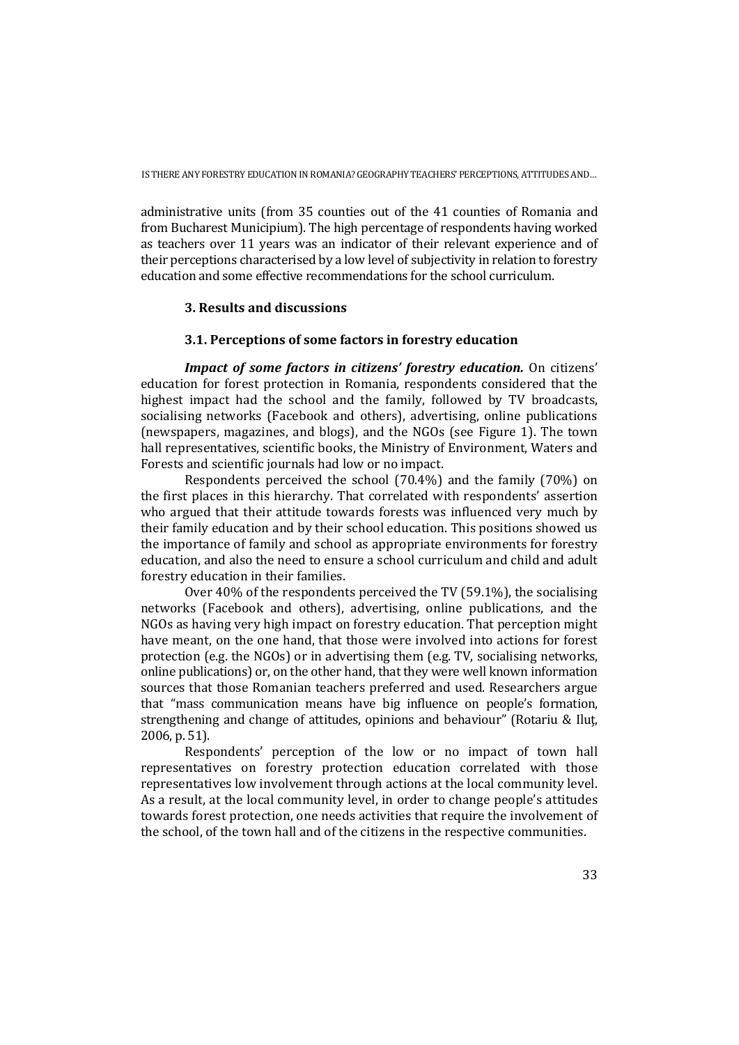administrative units (from 35 counties out of the 41 counties of Romania and from Bucharest Municipium). The high percentage of respondents having worked as teachers over 11 years was an indicator of their relevant experience and of their perceptions characterised by a low level of subjectivity in relation to forestry education and some effective recommendations for the school curriculum.

## 3. Results and discussions

### 3.1. Perceptions of some factors in forestry education

***Impact of some factors in citizens' forestry education.*** On citizens' education for forest protection in Romania, respondents considered that the highest impact had the school and the family, followed by TV broadcasts, socialising networks (Facebook and others), advertising, online publications (newspapers, magazines, and blogs), and the NGOs (see Figure 1). The town hall representatives, scientific books, the Ministry of Environment, Waters and Forests and scientific journals had low or no impact.

Respondents perceived the school (70.4%) and the family (70%) on the first places in this hierarchy. That correlated with respondents' assertion who argued that their attitude towards forests was influenced very much by their family education and by their school education. This positions showed us the importance of family and school as appropriate environments for forestry education, and also the need to ensure a school curriculum and child and adult forestry education in their families.

Over 40% of the respondents perceived the TV (59.1%), the socialising networks (Facebook and others), advertising, online publications, and the NGOs as having very high impact on forestry education. That perception might have meant, on the one hand, that those were involved into actions for forest protection (e.g. the NGOs) or in advertising them (e.g. TV, socialising networks, online publications) or, on the other hand, that they were well known information sources that those Romanian teachers preferred and used. Researchers argue that "mass communication means have big influence on people's formation, strengthening and change of attitudes, opinions and behaviour" (Rotariu & Iluț, 2006, p. 51).

Respondents' perception of the low or no impact of town hall representatives on forestry protection education correlated with those representatives low involvement through actions at the local community level. As a result, at the local community level, in order to change people's attitudes towards forest protection, one needs activities that require the involvement of the school, of the town hall and of the citizens in the respective communities.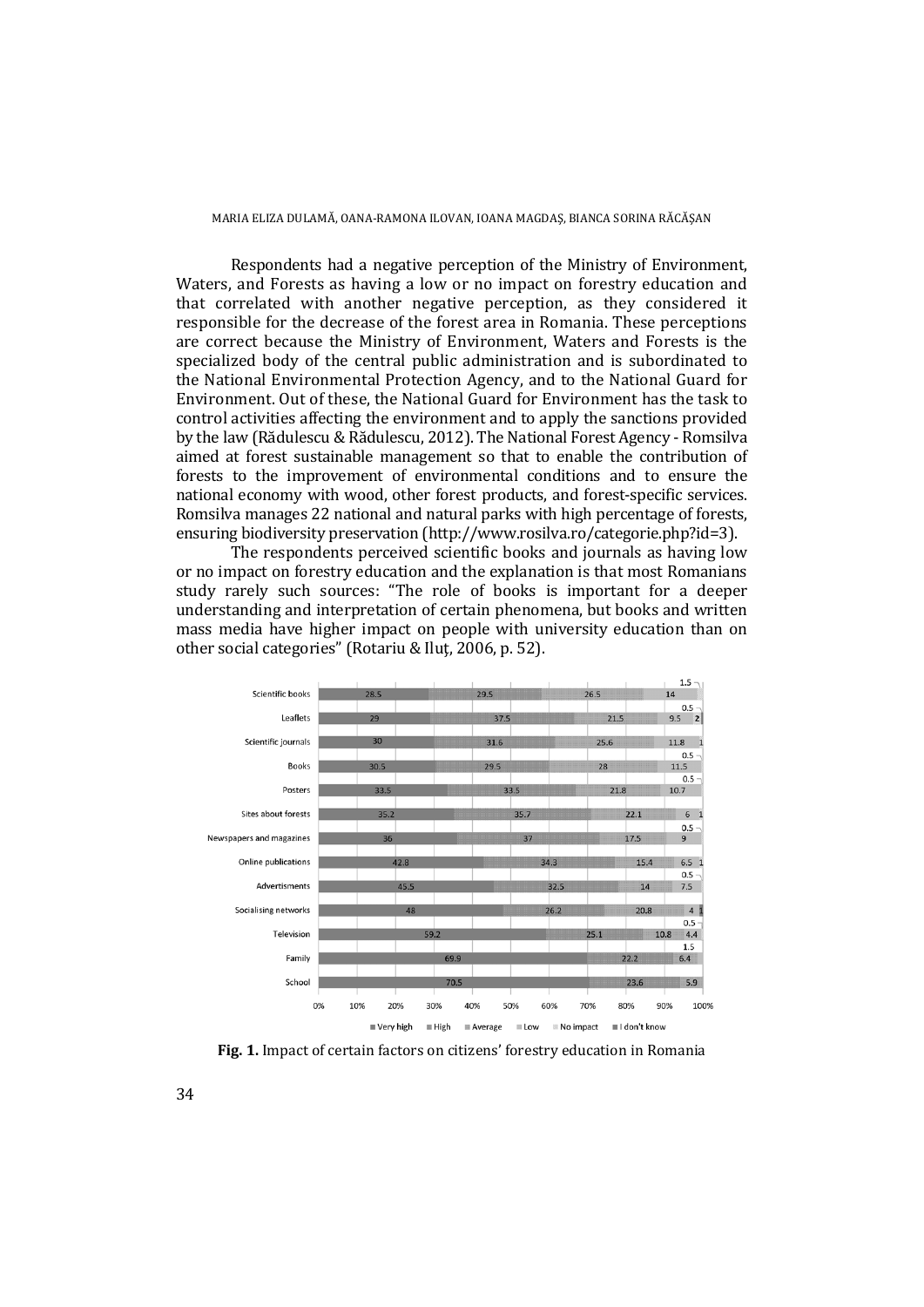Respondents had a negative perception of the Ministry of Environment, Waters, and Forests as having a low or no impact on forestry education and that correlated with another negative perception, as they considered it responsible for the decrease of the forest area in Romania. These perceptions are correct because the Ministry of Environment, Waters and Forests is the specialized body of the central public administration and is subordinated to the National Environmental Protection Agency, and to the National Guard for Environment. Out of these, the National Guard for Environment has the task to control activities affecting the environment and to apply the sanctions provided by the law (Rădulescu & Rădulescu, 2012). The National Forest Agency - Romsilva aimed at forest sustainable management so that to enable the contribution of forests to the improvement of environmental conditions and to ensure the national economy with wood, other forest products, and forest-specific services. Romsilva manages 22 national and natural parks with high percentage of forests, ensuring biodiversity preservation (http://www.rosilva.ro/categorie.php?id=3).

The respondents perceived scientific books and journals as having low or no impact on forestry education and the explanation is that most Romanians study rarely such sources: "The role of books is important for a deeper understanding and interpretation of certain phenomena, but books and written mass media have higher impact on people with university education than on other social categories" (Rotariu & Iluţ, 2006, p. 52).

**Fig. 1.** Impact of certain factors on citizens' forestry education in Romania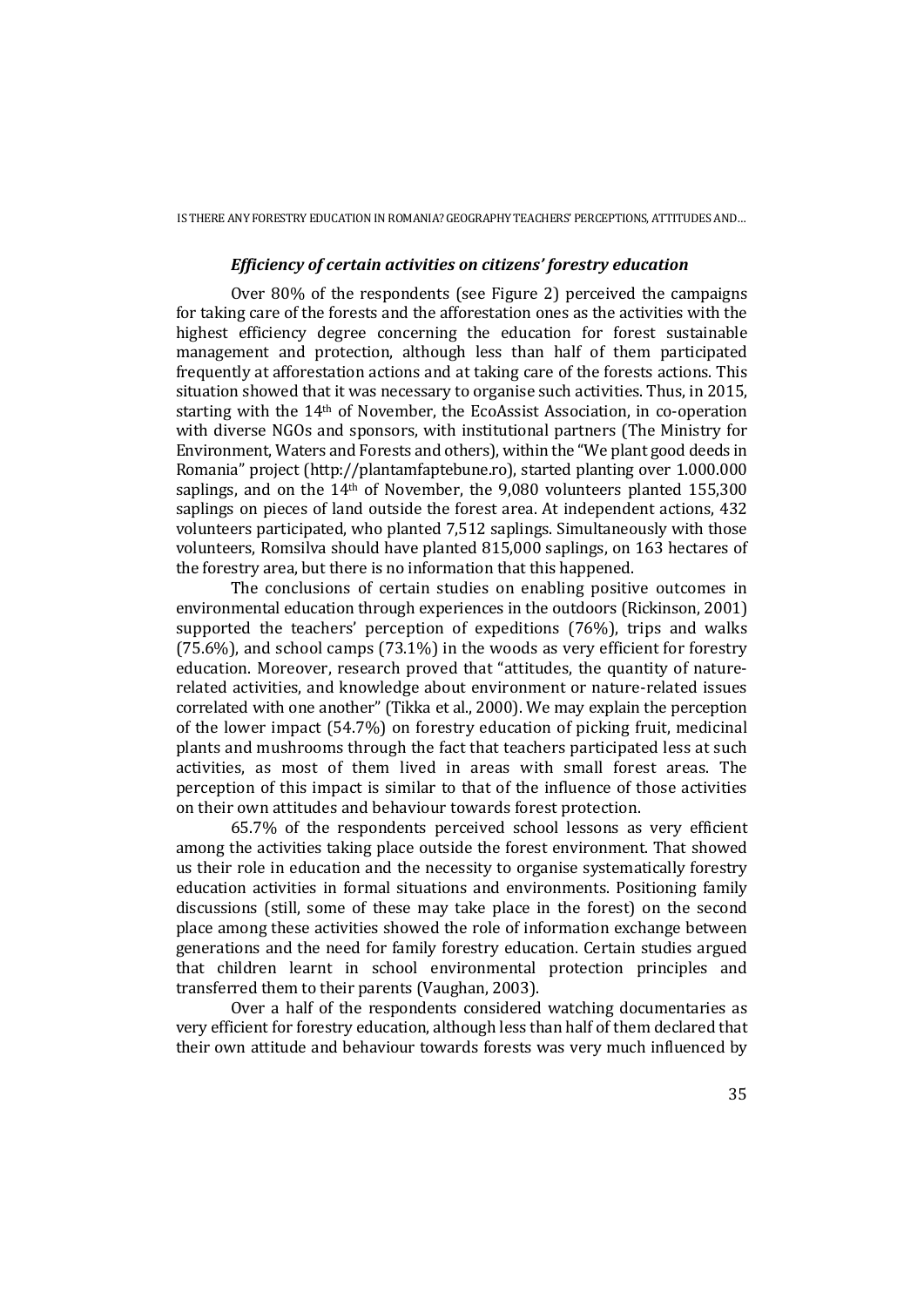### *Efficiency of certain activities on citizens' forestry education*

Over 80% of the respondents (see Figure 2) perceived the campaigns for taking care of the forests and the afforestation ones as the activities with the highest efficiency degree concerning the education for forest sustainable management and protection, although less than half of them participated frequently at afforestation actions and at taking care of the forests actions. This situation showed that it was necessary to organise such activities. Thus, in 2015, starting with the 14th of November, the EcoAssist Association, in co-operation with diverse NGOs and sponsors, with institutional partners (The Ministry for Environment, Waters and Forests and others), within the "We plant good deeds in Romania" project (http://plantamfaptebune.ro), started planting over 1.000.000 saplings, and on the 14th of November, the 9,080 volunteers planted 155,300 saplings on pieces of land outside the forest area. At independent actions, 432 volunteers participated, who planted 7,512 saplings. Simultaneously with those volunteers, Romsilva should have planted 815,000 saplings, on 163 hectares of the forestry area, but there is no information that this happened.

The conclusions of certain studies on enabling positive outcomes in environmental education through experiences in the outdoors (Rickinson, 2001) supported the teachers' perception of expeditions (76%), trips and walks (75.6%), and school camps (73.1%) in the woods as very efficient for forestry education. Moreover, research proved that "attitudes, the quantity of nature-related activities, and knowledge about environment or nature-related issues correlated with one another" (Tikka et al., 2000). We may explain the perception of the lower impact (54.7%) on forestry education of picking fruit, medicinal plants and mushrooms through the fact that teachers participated less at such activities, as most of them lived in areas with small forest areas. The perception of this impact is similar to that of the influence of those activities on their own attitudes and behaviour towards forest protection.

65.7% of the respondents perceived school lessons as very efficient among the activities taking place outside the forest environment. That showed us their role in education and the necessity to organise systematically forestry education activities in formal situations and environments. Positioning family discussions (still, some of these may take place in the forest) on the second place among these activities showed the role of information exchange between generations and the need for family forestry education. Certain studies argued that children learnt in school environmental protection principles and transferred them to their parents (Vaughan, 2003).

Over a half of the respondents considered watching documentaries as very efficient for forestry education, although less than half of them declared that their own attitude and behaviour towards forests was very much influenced by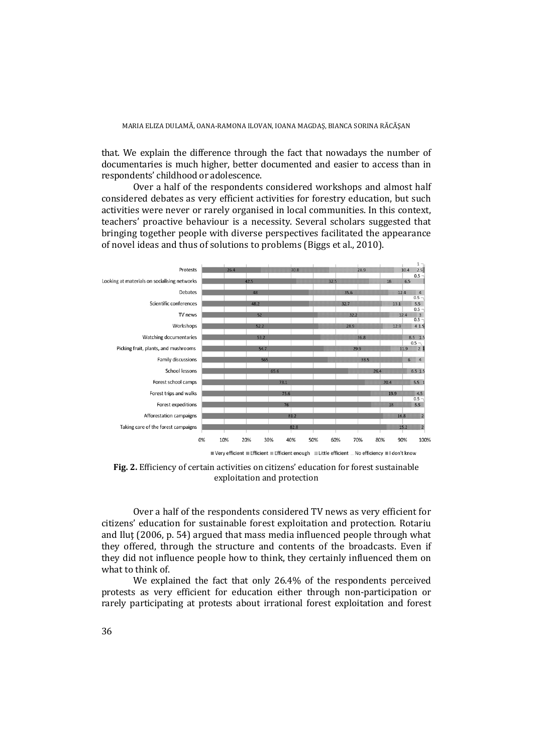that. We explain the difference through the fact that nowadays the number of documentaries is much higher, better documented and easier to access than in respondents' childhood or adolescence.

Over a half of the respondents considered workshops and almost half considered debates as very efficient activities for forestry education, but such activities were never or rarely organised in local communities. In this context, teachers' proactive behaviour is a necessity. Several scholars suggested that bringing together people with diverse perspectives facilitated the appearance of novel ideas and thus of solutions to problems (Biggs et al., 2010).

| Activity | Very efficient | Efficient | Efficient enough | Little efficient | No efficiency | I don't know |
|---|---|---|---|---|---|---|
| Protests | 26.4 | 30.8 | 28.9 | 10.4 | 2.5 | 1 |
| Looking at materials on socialising networks | 42.5 | 32.5 | 18 | 6.5 | 0.5 | |
| Debates | 48 | 35.6 | 12.4 | 4 | | |
| Scientific conferences | 48.2 | 32.7 | 13.1 | 5.5 | 0.5 | |
| TV news | 52 | 32.2 | 12.4 | 3 | 0.5 | |
| Workshops | 52.2 | 28.9 | 12.9 | 4 | 1.5 | 0.5 |
| Watching documentaries | 53.2 | 36.8 | 8.5 | 1.5 | | |
| Picking fruit, plants, and mushrooms | 54.7 | 29.9 | 11.9 | 2 | 0.5 | 1 |
| Family discussions | 565 | 33.5 | 6 | 4 | | |
| School lessons | 65.6 | 26.4 | 6.5 | 1.5 | | |
| Forest school camps | 73.1 | 20.4 | 5.5 | 1 | | |
| Forest trips and walks | 75.6 | 19.9 | 4.5 | | | |
| Forest expeditions | 76 | 18 | 5.5 | 0.5 | | |
| Afforestation campaigns | 81.2 | 16.8 | 2 | | | |
| Taking care of the forest campaigns | 82.8 | 15.2 | 2 | | | |

**Fig. 2.** Efficiency of certain activities on citizens' education for forest sustainable exploitation and protection

Over a half of the respondents considered TV news as very efficient for citizens' education for sustainable forest exploitation and protection. Rotariu and Iluț (2006, p. 54) argued that mass media influenced people through what they offered, through the structure and contents of the broadcasts. Even if they did not influence people how to think, they certainly influenced them on what to think of.

We explained the fact that only 26.4% of the respondents perceived protests as very efficient for education either through non-participation or rarely participating at protests about irrational forest exploitation and forest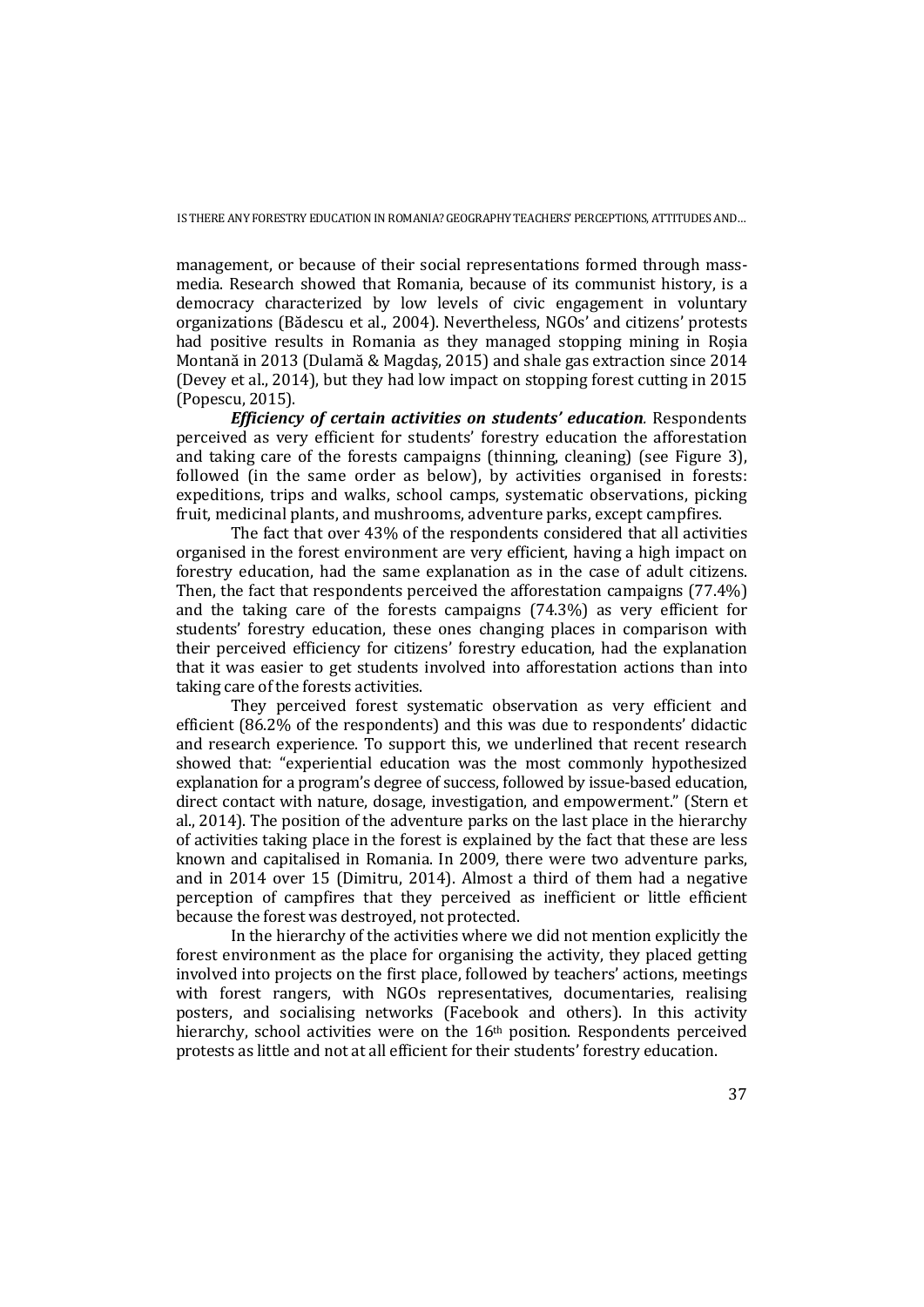management, or because of their social representations formed through mass-media. Research showed that Romania, because of its communist history, is a democracy characterized by low levels of civic engagement in voluntary organizations (Bădescu et al., 2004). Nevertheless, NGOs' and citizens' protests had positive results in Romania as they managed stopping mining in Roșia Montană in 2013 (Dulamă & Magdaș, 2015) and shale gas extraction since 2014 (Devey et al., 2014), but they had low impact on stopping forest cutting in 2015 (Popescu, 2015).

***Efficiency of certain activities on students' education***. Respondents perceived as very efficient for students' forestry education the afforestation and taking care of the forests campaigns (thinning, cleaning) (see Figure 3), followed (in the same order as below), by activities organised in forests: expeditions, trips and walks, school camps, systematic observations, picking fruit, medicinal plants, and mushrooms, adventure parks, except campfires.

The fact that over 43% of the respondents considered that all activities organised in the forest environment are very efficient, having a high impact on forestry education, had the same explanation as in the case of adult citizens. Then, the fact that respondents perceived the afforestation campaigns (77.4%) and the taking care of the forests campaigns (74.3%) as very efficient for students' forestry education, these ones changing places in comparison with their perceived efficiency for citizens' forestry education, had the explanation that it was easier to get students involved into afforestation actions than into taking care of the forests activities.

They perceived forest systematic observation as very efficient and efficient (86.2% of the respondents) and this was due to respondents' didactic and research experience. To support this, we underlined that recent research showed that: "experiential education was the most commonly hypothesized explanation for a program's degree of success, followed by issue-based education, direct contact with nature, dosage, investigation, and empowerment." (Stern et al., 2014). The position of the adventure parks on the last place in the hierarchy of activities taking place in the forest is explained by the fact that these are less known and capitalised in Romania. In 2009, there were two adventure parks, and in 2014 over 15 (Dimitru, 2014). Almost a third of them had a negative perception of campfires that they perceived as inefficient or little efficient because the forest was destroyed, not protected.

In the hierarchy of the activities where we did not mention explicitly the forest environment as the place for organising the activity, they placed getting involved into projects on the first place, followed by teachers' actions, meetings with forest rangers, with NGOs representatives, documentaries, realising posters, and socialising networks (Facebook and others). In this activity hierarchy, school activities were on the 16th position. Respondents perceived protests as little and not at all efficient for their students' forestry education.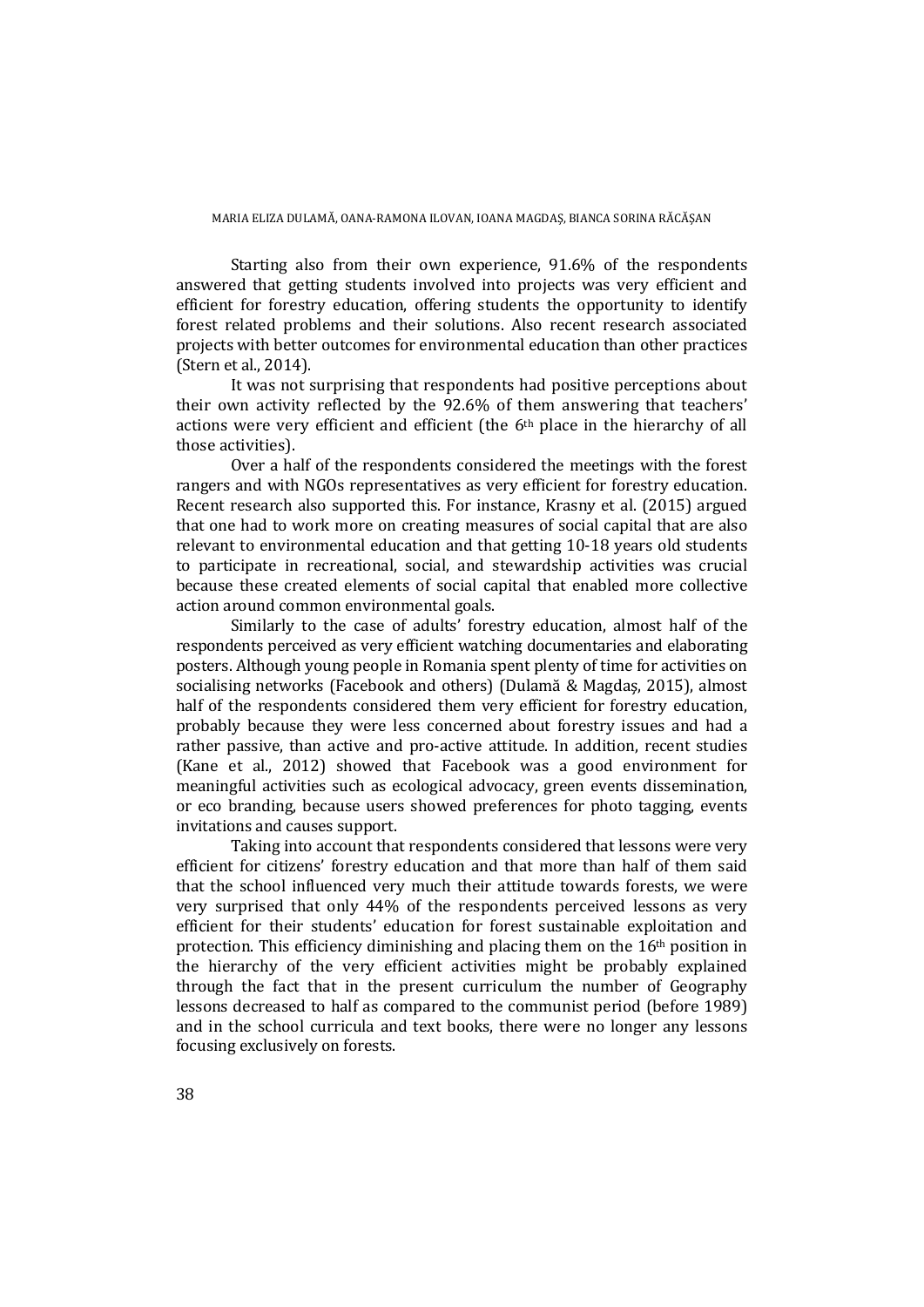Starting also from their own experience, 91.6% of the respondents answered that getting students involved into projects was very efficient and efficient for forestry education, offering students the opportunity to identify forest related problems and their solutions. Also recent research associated projects with better outcomes for environmental education than other practices (Stern et al., 2014).

It was not surprising that respondents had positive perceptions about their own activity reflected by the 92.6% of them answering that teachers' actions were very efficient and efficient (the 6th place in the hierarchy of all those activities).

Over a half of the respondents considered the meetings with the forest rangers and with NGOs representatives as very efficient for forestry education. Recent research also supported this. For instance, Krasny et al. (2015) argued that one had to work more on creating measures of social capital that are also relevant to environmental education and that getting 10-18 years old students to participate in recreational, social, and stewardship activities was crucial because these created elements of social capital that enabled more collective action around common environmental goals.

Similarly to the case of adults' forestry education, almost half of the respondents perceived as very efficient watching documentaries and elaborating posters. Although young people in Romania spent plenty of time for activities on socialising networks (Facebook and others) (Dulamă & Magdaș, 2015), almost half of the respondents considered them very efficient for forestry education, probably because they were less concerned about forestry issues and had a rather passive, than active and pro-active attitude. In addition, recent studies (Kane et al., 2012) showed that Facebook was a good environment for meaningful activities such as ecological advocacy, green events dissemination, or eco branding, because users showed preferences for photo tagging, events invitations and causes support.

Taking into account that respondents considered that lessons were very efficient for citizens' forestry education and that more than half of them said that the school influenced very much their attitude towards forests, we were very surprised that only 44% of the respondents perceived lessons as very efficient for their students' education for forest sustainable exploitation and protection. This efficiency diminishing and placing them on the 16th position in the hierarchy of the very efficient activities might be probably explained through the fact that in the present curriculum the number of Geography lessons decreased to half as compared to the communist period (before 1989) and in the school curricula and text books, there were no longer any lessons focusing exclusively on forests.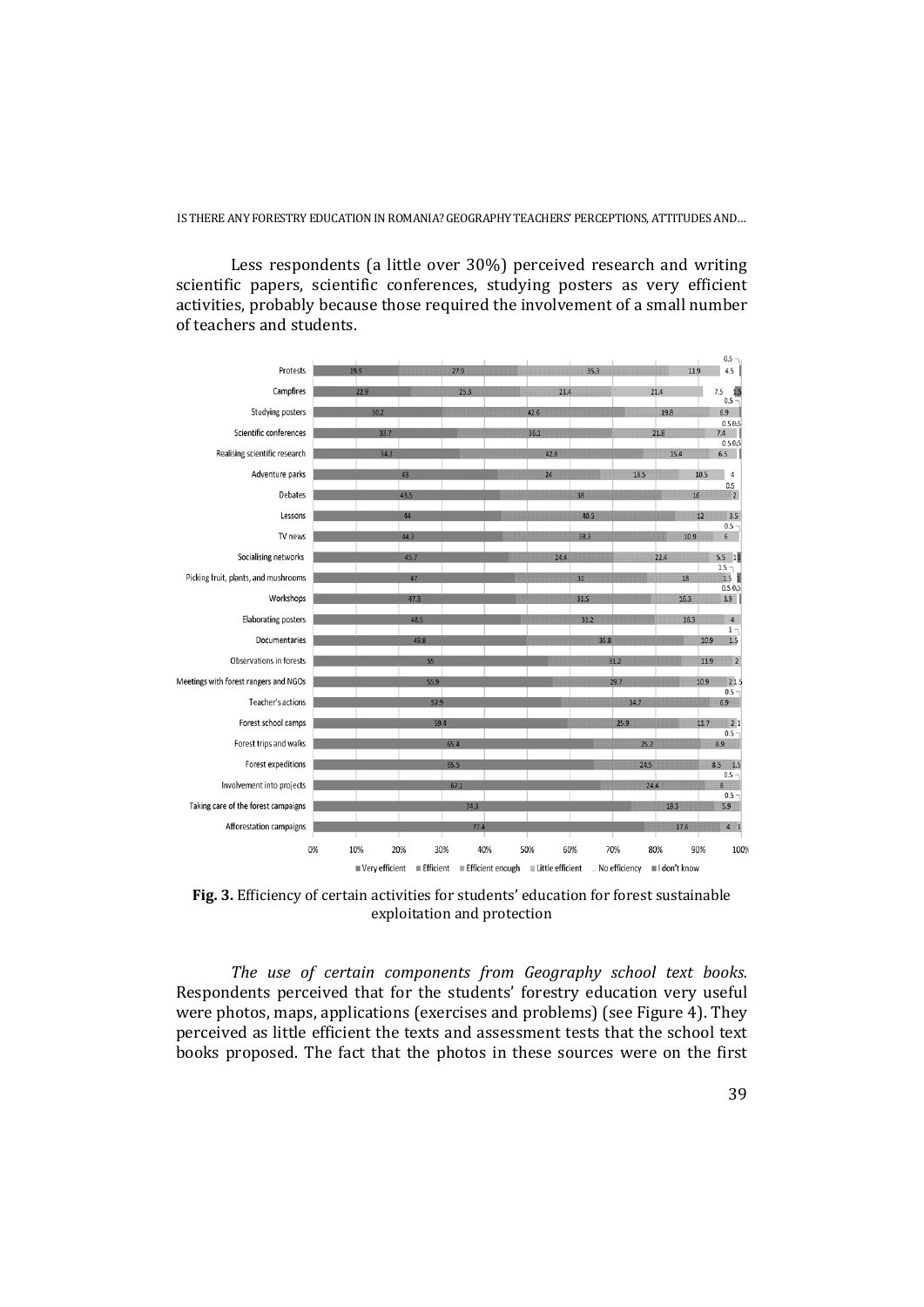Less respondents (a little over 30%) perceived research and writing scientific papers, scientific conferences, studying posters as very efficient activities, probably because those required the involvement of a small number of teachers and students.

**Fig. 3.** Efficiency of certain activities for students' education for forest sustainable exploitation and protection

*The use of certain components from Geography school text books.* Respondents perceived that for the students' forestry education very useful were photos, maps, applications (exercises and problems) (see Figure 4). They perceived as little efficient the texts and assessment tests that the school text books proposed. The fact that the photos in these sources were on the first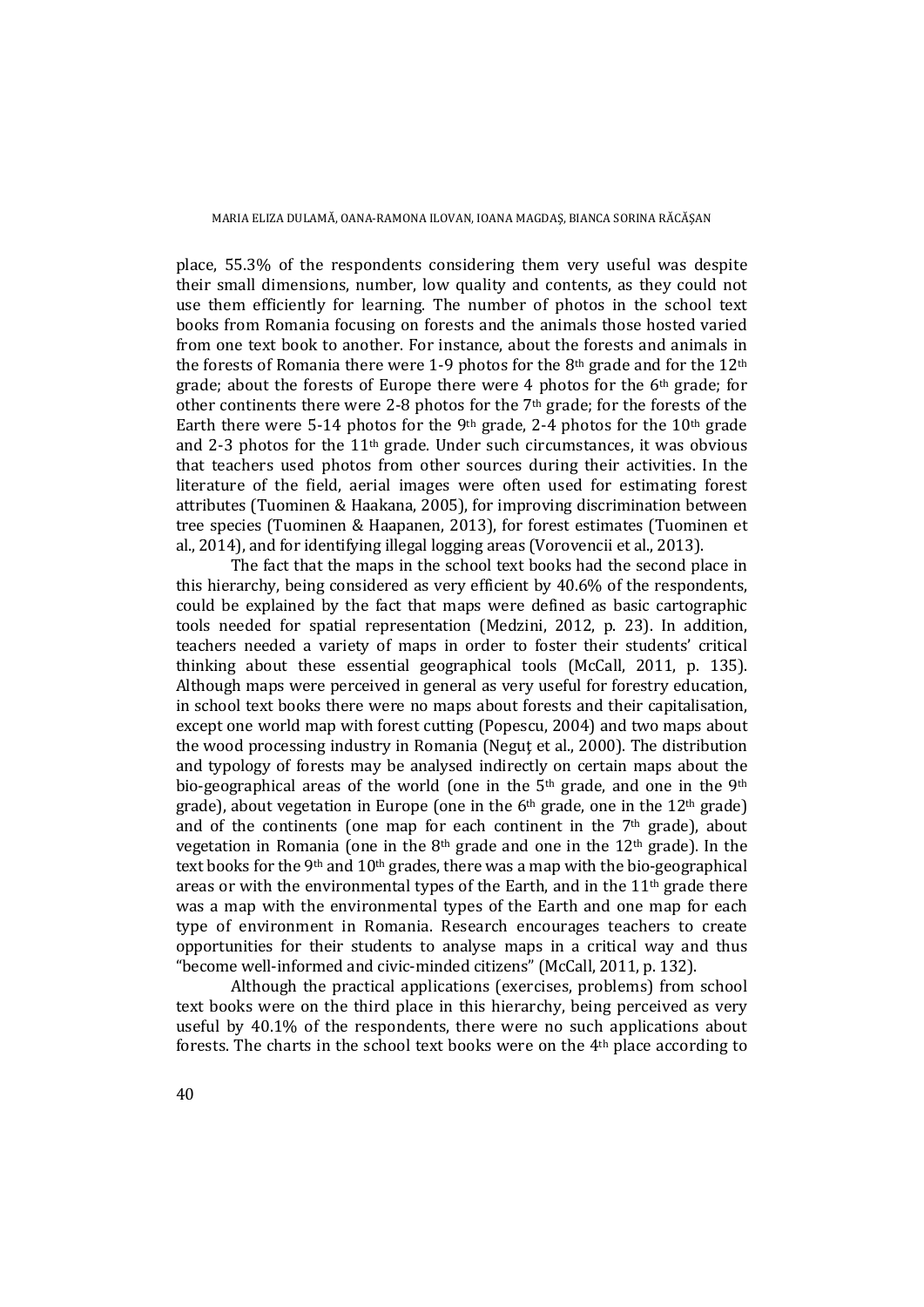place, 55.3% of the respondents considering them very useful was despite their small dimensions, number, low quality and contents, as they could not use them efficiently for learning. The number of photos in the school text books from Romania focusing on forests and the animals those hosted varied from one text book to another. For instance, about the forests and animals in the forests of Romania there were 1-9 photos for the 8th grade and for the 12th grade; about the forests of Europe there were 4 photos for the 6th grade; for other continents there were 2-8 photos for the 7th grade; for the forests of the Earth there were 5-14 photos for the 9th grade, 2-4 photos for the 10th grade and 2-3 photos for the 11th grade. Under such circumstances, it was obvious that teachers used photos from other sources during their activities. In the literature of the field, aerial images were often used for estimating forest attributes (Tuominen & Haakana, 2005), for improving discrimination between tree species (Tuominen & Haapanen, 2013), for forest estimates (Tuominen et al., 2014), and for identifying illegal logging areas (Vorovencii et al., 2013).

The fact that the maps in the school text books had the second place in this hierarchy, being considered as very efficient by 40.6% of the respondents, could be explained by the fact that maps were defined as basic cartographic tools needed for spatial representation (Medzini, 2012, p. 23). In addition, teachers needed a variety of maps in order to foster their students' critical thinking about these essential geographical tools (McCall, 2011, p. 135). Although maps were perceived in general as very useful for forestry education, in school text books there were no maps about forests and their capitalisation, except one world map with forest cutting (Popescu, 2004) and two maps about the wood processing industry in Romania (Neguț et al., 2000). The distribution and typology of forests may be analysed indirectly on certain maps about the bio-geographical areas of the world (one in the 5th grade, and one in the 9th grade), about vegetation in Europe (one in the 6th grade, one in the 12th grade) and of the continents (one map for each continent in the 7th grade), about vegetation in Romania (one in the 8th grade and one in the 12th grade). In the text books for the 9th and 10th grades, there was a map with the bio-geographical areas or with the environmental types of the Earth, and in the 11th grade there was a map with the environmental types of the Earth and one map for each type of environment in Romania. Research encourages teachers to create opportunities for their students to analyse maps in a critical way and thus "become well-informed and civic-minded citizens" (McCall, 2011, p. 132).

Although the practical applications (exercises, problems) from school text books were on the third place in this hierarchy, being perceived as very useful by 40.1% of the respondents, there were no such applications about forests. The charts in the school text books were on the 4th place according to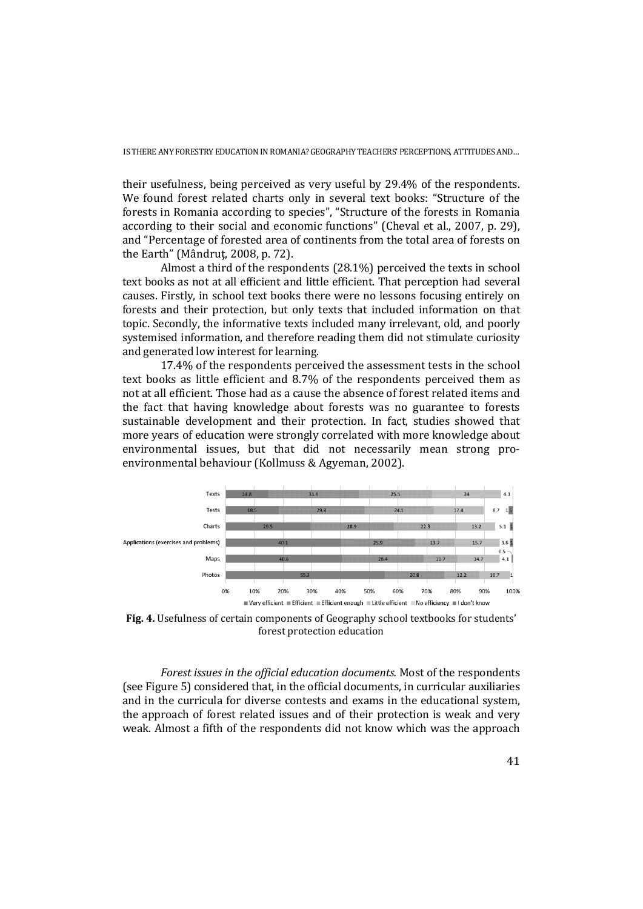their usefulness, being perceived as very useful by 29.4% of the respondents. We found forest related charts only in several text books: "Structure of the forests in Romania according to species", "Structure of the forests in Romania according to their social and economic functions" (Cheval et al., 2007, p. 29), and "Percentage of forested area of continents from the total area of forests on the Earth" (Mândruţ, 2008, p. 72).

Almost a third of the respondents (28.1%) perceived the texts in school text books as not at all efficient and little efficient. That perception had several causes. Firstly, in school text books there were no lessons focusing entirely on forests and their protection, but only texts that included information on that topic. Secondly, the informative texts included many irrelevant, old, and poorly systemised information, and therefore reading them did not stimulate curiosity and generated low interest for learning.

17.4% of the respondents perceived the assessment tests in the school text books as little efficient and 8.7% of the respondents perceived them as not at all efficient. Those had as a cause the absence of forest related items and the fact that having knowledge about forests was no guarantee to forests sustainable development and their protection. In fact, studies showed that more years of education were strongly correlated with more knowledge about environmental issues, but that did not necessarily mean strong pro-environmental behaviour (Kollmuss & Agyeman, 2002).

**Fig. 4.** Usefulness of certain components of Geography school textbooks for students' forest protection education

*Forest issues in the official education documents.* Most of the respondents (see Figure 5) considered that, in the official documents, in curricular auxiliaries and in the curricula for diverse contests and exams in the educational system, the approach of forest related issues and of their protection is weak and very weak. Almost a fifth of the respondents did not know which was the approach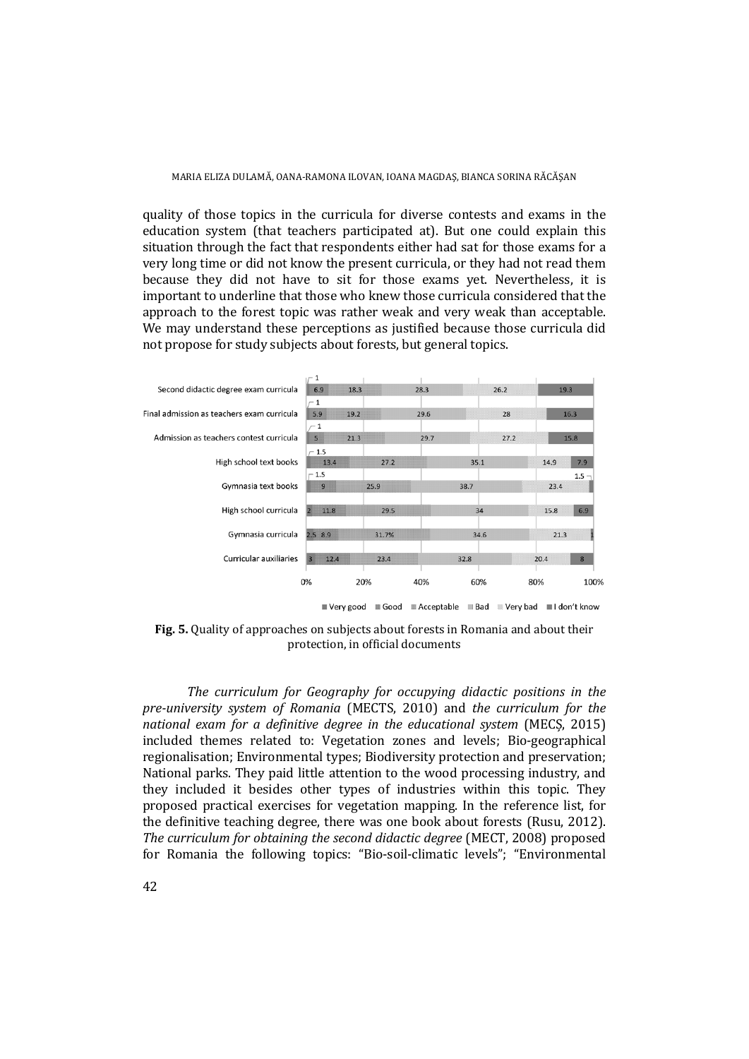quality of those topics in the curricula for diverse contests and exams in the education system (that teachers participated at). But one could explain this situation through the fact that respondents either had sat for those exams for a very long time or did not know the present curricula, or they had not read them because they did not have to sit for those exams yet. Nevertheless, it is important to underline that those who knew those curricula considered that the approach to the forest topic was rather weak and very weak than acceptable. We may understand these perceptions as justified because those curricula did not propose for study subjects about forests, but general topics.

| | Very good | Good | Acceptable | Bad | Very bad | I don't know |
|---|---|---|---|---|---|---|
| Second didactic degree exam curricula | 1 | 6.9 | 18.3 | 28.3 | 26.2 | 19.3 |
| Final admission as teachers exam curricula | 1 | 5.9 | 19.2 | 29.6 | 28 | 16.3 |
| Admission as teachers contest curricula | 1 | 5 | 21.3 | 29.7 | 27.2 | 15.8 |
| High school text books | 1.5 | 13.4 | 27.2 | 35.1 | 14.9 | 7.9 |
| Gymnasia text books | 1.5 | 9 | 25.9 | 38.7 | 23.4 | 1.5 |
| High school curricula | 2 | 11.8 | 29.5 | 34 | 15.8 | 6.9 |
| Gymnasia curricula | 2.5 | 8.9 | 31.7% | 34.6 | 21.3 | 1 |
| Curricular auxiliaries | 3 | 12.4 | 23.4 | 32.8 | 20.4 | 8 |

**Fig. 5.** Quality of approaches on subjects about forests in Romania and about their protection, in official documents

*The curriculum for Geography for occupying didactic positions in the pre-university system of Romania* (MECTS, 2010) and *the curriculum for the national exam for a definitive degree in the educational system* (MECȘ, 2015) included themes related to: Vegetation zones and levels; Bio-geographical regionalisation; Environmental types; Biodiversity protection and preservation; National parks. They paid little attention to the wood processing industry, and they included it besides other types of industries within this topic. They proposed practical exercises for vegetation mapping. In the reference list, for the definitive teaching degree, there was one book about forests (Rusu, 2012). *The curriculum for obtaining the second didactic degree* (MECT, 2008) proposed for Romania the following topics: "Bio-soil-climatic levels"; "Environmental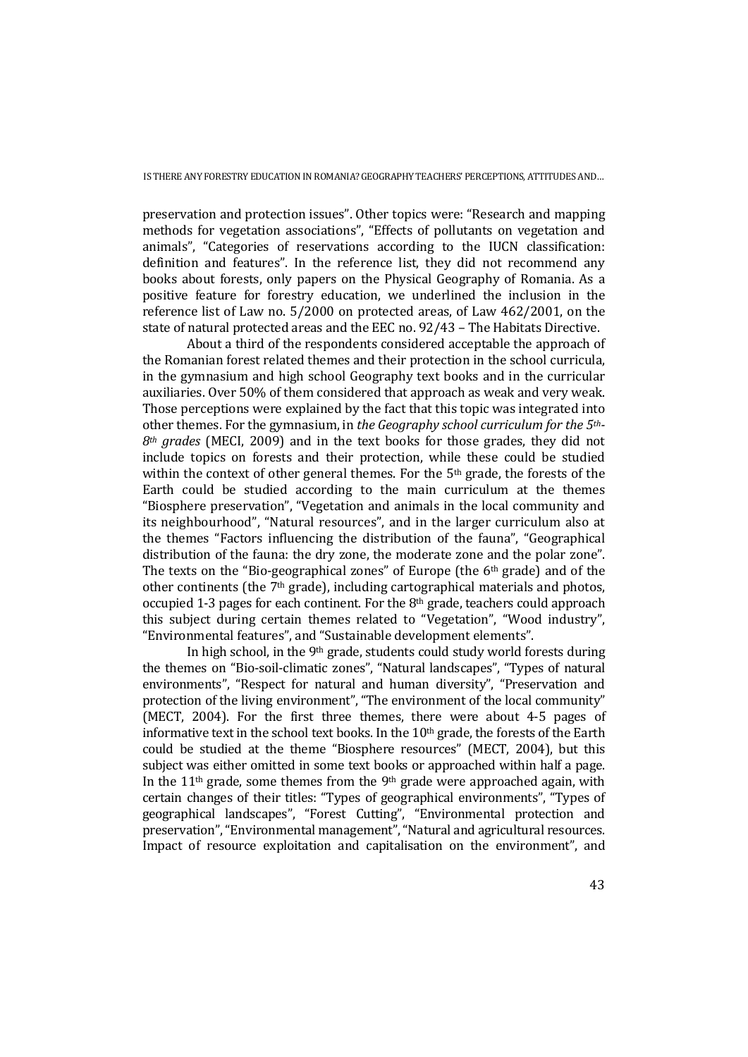preservation and protection issues". Other topics were: "Research and mapping methods for vegetation associations", "Effects of pollutants on vegetation and animals", "Categories of reservations according to the IUCN classification: definition and features". In the reference list, they did not recommend any books about forests, only papers on the Physical Geography of Romania. As a positive feature for forestry education, we underlined the inclusion in the reference list of Law no. 5/2000 on protected areas, of Law 462/2001, on the state of natural protected areas and the EEC no. 92/43 – The Habitats Directive.

About a third of the respondents considered acceptable the approach of the Romanian forest related themes and their protection in the school curricula, in the gymnasium and high school Geography text books and in the curricular auxiliaries. Over 50% of them considered that approach as weak and very weak. Those perceptions were explained by the fact that this topic was integrated into other themes. For the gymnasium, in *the Geography school curriculum for the 5th-8th grades* (MECI, 2009) and in the text books for those grades, they did not include topics on forests and their protection, while these could be studied within the context of other general themes. For the 5th grade, the forests of the Earth could be studied according to the main curriculum at the themes "Biosphere preservation", "Vegetation and animals in the local community and its neighbourhood", "Natural resources", and in the larger curriculum also at the themes "Factors influencing the distribution of the fauna", "Geographical distribution of the fauna: the dry zone, the moderate zone and the polar zone". The texts on the "Bio-geographical zones" of Europe (the 6th grade) and of the other continents (the 7th grade), including cartographical materials and photos, occupied 1-3 pages for each continent. For the 8th grade, teachers could approach this subject during certain themes related to "Vegetation", "Wood industry", "Environmental features", and "Sustainable development elements".

In high school, in the 9th grade, students could study world forests during the themes on "Bio-soil-climatic zones", "Natural landscapes", "Types of natural environments", "Respect for natural and human diversity", "Preservation and protection of the living environment", "The environment of the local community" (MECT, 2004). For the first three themes, there were about 4-5 pages of informative text in the school text books. In the 10th grade, the forests of the Earth could be studied at the theme "Biosphere resources" (MECT, 2004), but this subject was either omitted in some text books or approached within half a page. In the 11th grade, some themes from the 9th grade were approached again, with certain changes of their titles: "Types of geographical environments", "Types of geographical landscapes", "Forest Cutting", "Environmental protection and preservation", "Environmental management", "Natural and agricultural resources. Impact of resource exploitation and capitalisation on the environment", and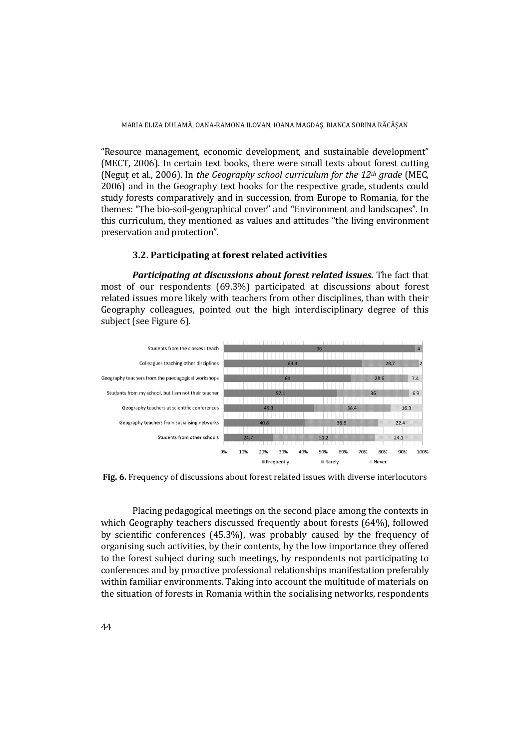"Resource management, economic development, and sustainable development" (MECT, 2006). In certain text books, there were small texts about forest cutting (Neguț et al., 2006). In *the Geography school curriculum for the 12th grade* (MEC, 2006) and in the Geography text books for the respective grade, students could study forests comparatively and in succession, from Europe to Romania, for the themes: "The bio-soil-geographical cover" and "Environment and landscapes". In this curriculum, they mentioned as values and attitudes "the living environment preservation and protection".

### 3.2. Participating at forest related activities

***Participating at discussions about forest related issues.*** The fact that most of our respondents (69.3%) participated at discussions about forest related issues more likely with teachers from other disciplines, than with their Geography colleagues, pointed out the high interdisciplinary degree of this subject (see Figure 6).

| | Frequently | Rarely | Never |
|---|---|---|---|
| Students from the classes I teach | 96 | | 4 |
| Colleagues teaching other disciplines | 69.3 | 28.7 | 2 |
| Geography teachers from the paedagogical workshops | 64 | 28.6 | 7.4 |
| Students from my school, but I am not their teacher | 57.1 | 36 | 6.9 |
| Geography teachers at scientific conferences | 45.3 | 38.4 | 16.3 |
| Geography teachers from socialising networks | 40.8 | 36.8 | 22.4 |
| Students from other schools | 24.7 | 51.2 | 24.1 |

**Fig. 6.** Frequency of discussions about forest related issues with diverse interlocutors

Placing pedagogical meetings on the second place among the contexts in which Geography teachers discussed frequently about forests (64%), followed by scientific conferences (45.3%), was probably caused by the frequency of organising such activities, by their contents, by the low importance they offered to the forest subject during such meetings, by respondents not participating to conferences and by proactive professional relationships manifestation preferably within familiar environments. Taking into account the multitude of materials on the situation of forests in Romania within the socialising networks, respondents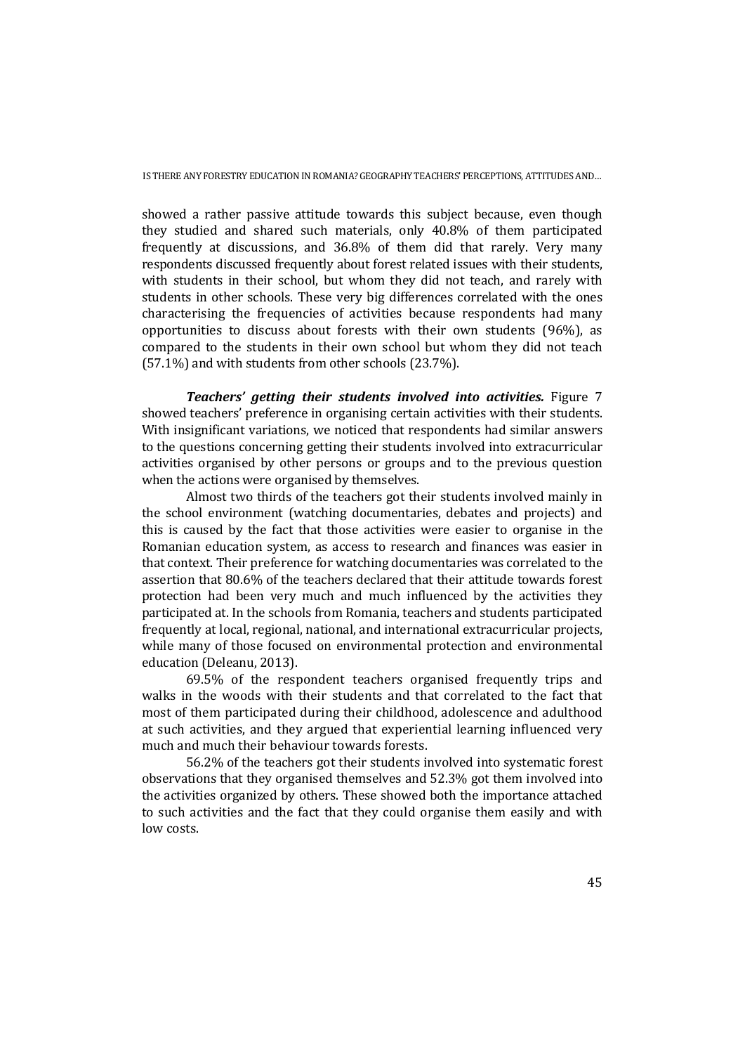showed a rather passive attitude towards this subject because, even though they studied and shared such materials, only 40.8% of them participated frequently at discussions, and 36.8% of them did that rarely. Very many respondents discussed frequently about forest related issues with their students, with students in their school, but whom they did not teach, and rarely with students in other schools. These very big differences correlated with the ones characterising the frequencies of activities because respondents had many opportunities to discuss about forests with their own students (96%), as compared to the students in their own school but whom they did not teach (57.1%) and with students from other schools (23.7%).

***Teachers' getting their students involved into activities.*** Figure 7 showed teachers' preference in organising certain activities with their students. With insignificant variations, we noticed that respondents had similar answers to the questions concerning getting their students involved into extracurricular activities organised by other persons or groups and to the previous question when the actions were organised by themselves.

Almost two thirds of the teachers got their students involved mainly in the school environment (watching documentaries, debates and projects) and this is caused by the fact that those activities were easier to organise in the Romanian education system, as access to research and finances was easier in that context. Their preference for watching documentaries was correlated to the assertion that 80.6% of the teachers declared that their attitude towards forest protection had been very much and much influenced by the activities they participated at. In the schools from Romania, teachers and students participated frequently at local, regional, national, and international extracurricular projects, while many of those focused on environmental protection and environmental education (Deleanu, 2013).

69.5% of the respondent teachers organised frequently trips and walks in the woods with their students and that correlated to the fact that most of them participated during their childhood, adolescence and adulthood at such activities, and they argued that experiential learning influenced very much and much their behaviour towards forests.

56.2% of the teachers got their students involved into systematic forest observations that they organised themselves and 52.3% got them involved into the activities organized by others. These showed both the importance attached to such activities and the fact that they could organise them easily and with low costs.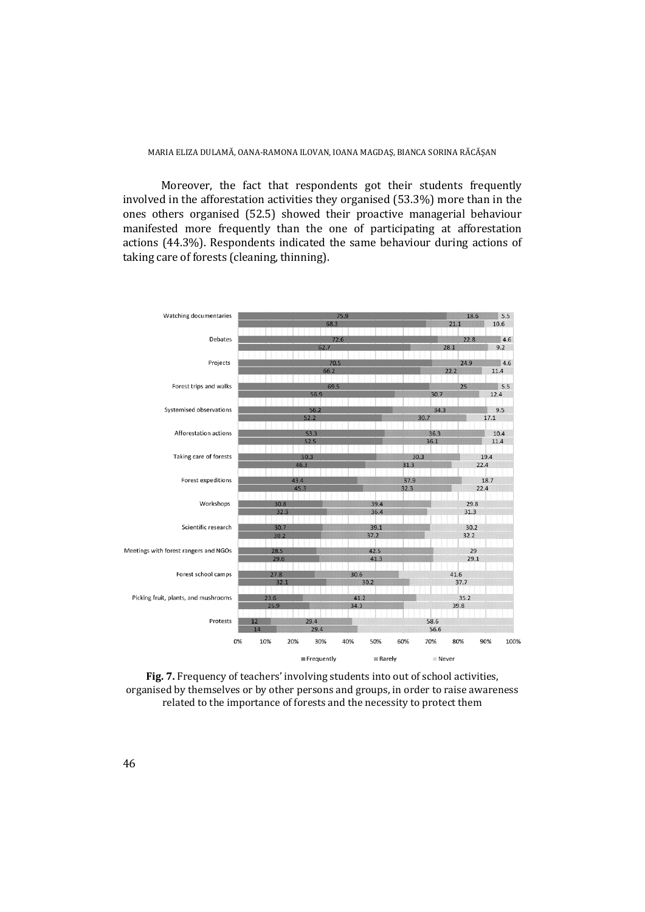Moreover, the fact that respondents got their students frequently involved in the afforestation activities they organised (53.3%) more than in the ones others organised (52.5) showed their proactive managerial behaviour manifested more frequently than the one of participating at afforestation actions (44.3%). Respondents indicated the same behaviour during actions of taking care of forests (cleaning, thinning).

| Activity | Frequently | Rarely | Never |
|---|---|---|---|
| Watching documentaries | 75.9 | 18.6 | 5.5 |
| | 68.3 | 21.1 | 10.6 |
| Debates | 72.6 | 22.8 | 4.6 |
| | 62.7 | 28.1 | 9.2 |
| Projects | 70.5 | 24.9 | 4.6 |
| | 66.2 | 22.2 | 11.4 |
| Forest trips and walks | 69.5 | 25 | 5.5 |
| | 56.9 | 30.7 | 12.4 |
| Systemised observations | 56.2 | 34.3 | 9.5 |
| | 52.2 | 30.7 | 17.1 |
| Afforestation actions | 53.3 | 36.3 | 10.4 |
| | 52.5 | 36.1 | 11.4 |
| Taking care of forests | 50.3 | 30.3 | 19.4 |
| | 46.3 | 31.3 | 22.4 |
| Forest expeditions | 43.4 | 37.9 | 18.7 |
| | 45.3 | 32.3 | 22.4 |
| Workshops | 30.8 | 39.4 | 29.8 |
| | 32.3 | 36.4 | 31.3 |
| Scientific research | 30.7 | 39.1 | 30.2 |
| | 30.2 | 37.2 | 32.2 |
| Meetings with forest rangers and NGOs | 28.5 | 42.5 | 29 |
| | 29.6 | 41.3 | 29.1 |
| Forest school camps | 27.8 | 30.6 | 41.6 |
| | 32.1 | 30.2 | 37.7 |
| Picking fruit, plants, and mushrooms | 23.6 | 41.2 | 35.2 |
| | 25.9 | 34.3 | 39.8 |
| Protests | 12 | 29.4 | 58.6 |
| | 14 | 29.4 | 56.6 |

**Fig. 7.** Frequency of teachers' involving students into out of school activities, organised by themselves or by other persons and groups, in order to raise awareness related to the importance of forests and the necessity to protect them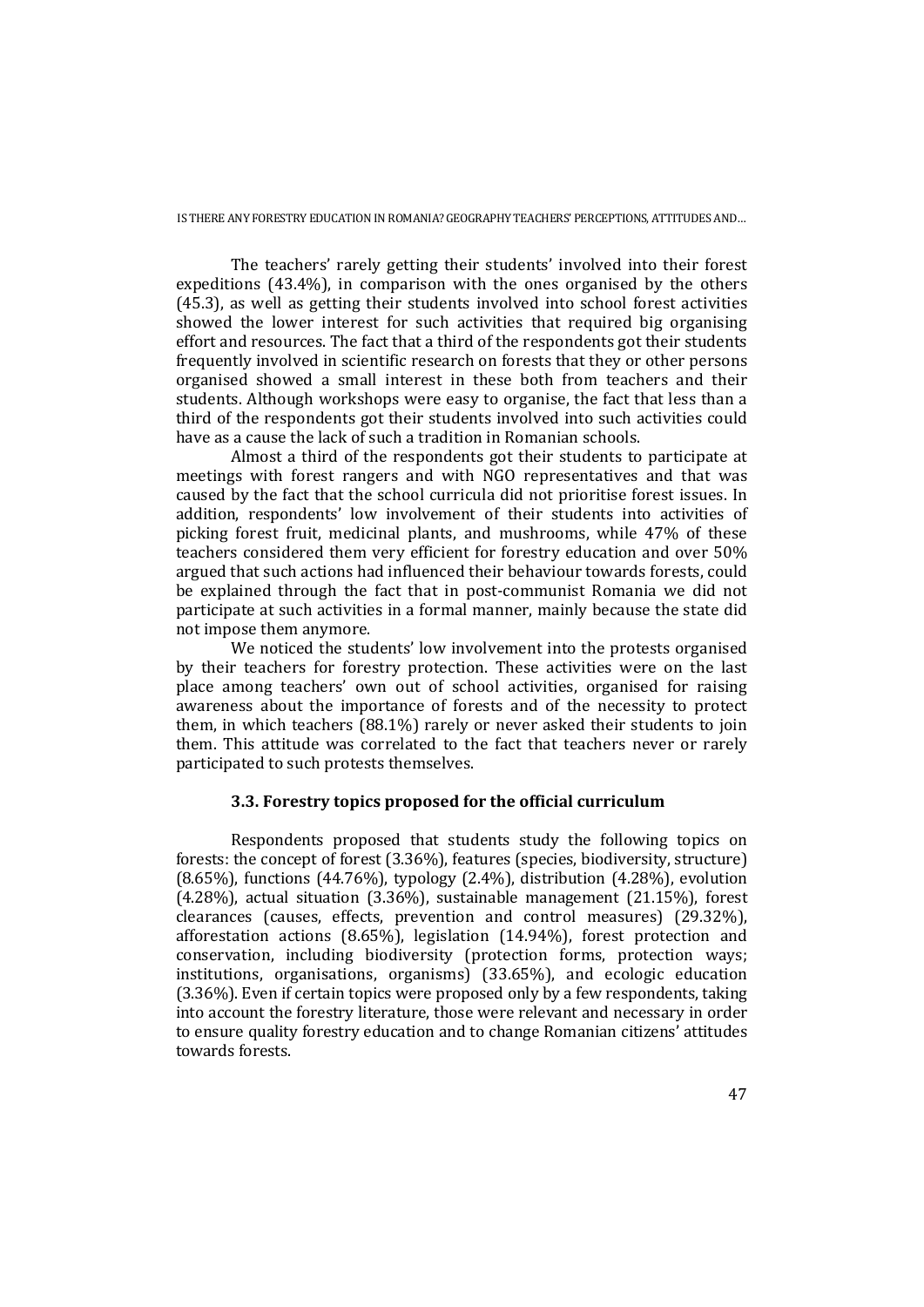The teachers' rarely getting their students' involved into their forest expeditions (43.4%), in comparison with the ones organised by the others (45.3), as well as getting their students involved into school forest activities showed the lower interest for such activities that required big organising effort and resources. The fact that a third of the respondents got their students frequently involved in scientific research on forests that they or other persons organised showed a small interest in these both from teachers and their students. Although workshops were easy to organise, the fact that less than a third of the respondents got their students involved into such activities could have as a cause the lack of such a tradition in Romanian schools.

Almost a third of the respondents got their students to participate at meetings with forest rangers and with NGO representatives and that was caused by the fact that the school curricula did not prioritise forest issues. In addition, respondents' low involvement of their students into activities of picking forest fruit, medicinal plants, and mushrooms, while 47% of these teachers considered them very efficient for forestry education and over 50% argued that such actions had influenced their behaviour towards forests, could be explained through the fact that in post-communist Romania we did not participate at such activities in a formal manner, mainly because the state did not impose them anymore.

We noticed the students' low involvement into the protests organised by their teachers for forestry protection. These activities were on the last place among teachers' own out of school activities, organised for raising awareness about the importance of forests and of the necessity to protect them, in which teachers (88.1%) rarely or never asked their students to join them. This attitude was correlated to the fact that teachers never or rarely participated to such protests themselves.

### 3.3. Forestry topics proposed for the official curriculum

Respondents proposed that students study the following topics on forests: the concept of forest (3.36%), features (species, biodiversity, structure) (8.65%), functions (44.76%), typology (2.4%), distribution (4.28%), evolution (4.28%), actual situation (3.36%), sustainable management (21.15%), forest clearances (causes, effects, prevention and control measures) (29.32%), afforestation actions (8.65%), legislation (14.94%), forest protection and conservation, including biodiversity (protection forms, protection ways; institutions, organisations, organisms) (33.65%), and ecologic education (3.36%). Even if certain topics were proposed only by a few respondents, taking into account the forestry literature, those were relevant and necessary in order to ensure quality forestry education and to change Romanian citizens' attitudes towards forests.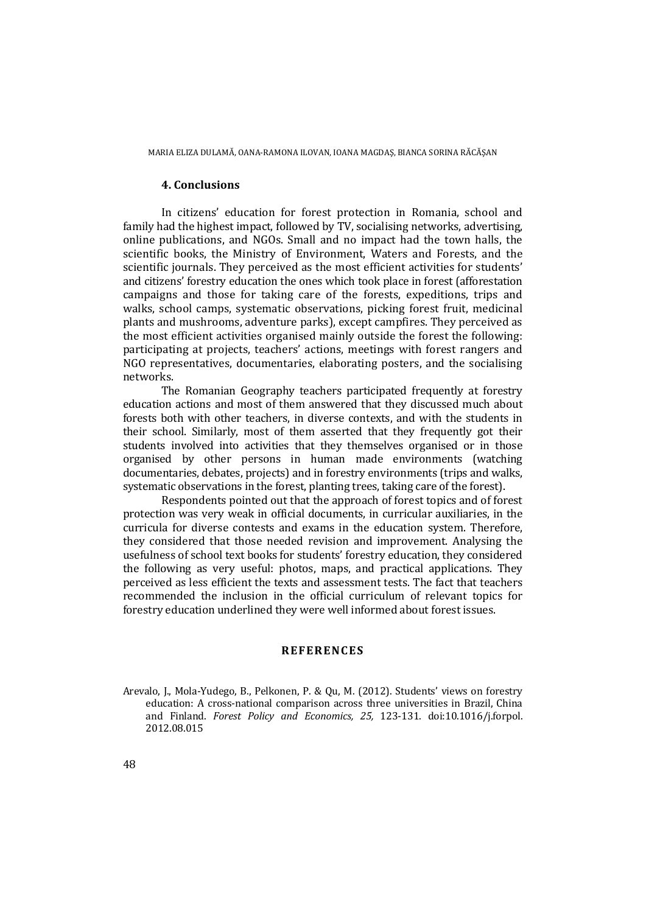## 4. Conclusions

In citizens' education for forest protection in Romania, school and family had the highest impact, followed by TV, socialising networks, advertising, online publications, and NGOs. Small and no impact had the town halls, the scientific books, the Ministry of Environment, Waters and Forests, and the scientific journals. They perceived as the most efficient activities for students' and citizens' forestry education the ones which took place in forest (afforestation campaigns and those for taking care of the forests, expeditions, trips and walks, school camps, systematic observations, picking forest fruit, medicinal plants and mushrooms, adventure parks), except campfires. They perceived as the most efficient activities organised mainly outside the forest the following: participating at projects, teachers' actions, meetings with forest rangers and NGO representatives, documentaries, elaborating posters, and the socialising networks.

The Romanian Geography teachers participated frequently at forestry education actions and most of them answered that they discussed much about forests both with other teachers, in diverse contexts, and with the students in their school. Similarly, most of them asserted that they frequently got their students involved into activities that they themselves organised or in those organised by other persons in human made environments (watching documentaries, debates, projects) and in forestry environments (trips and walks, systematic observations in the forest, planting trees, taking care of the forest).

Respondents pointed out that the approach of forest topics and of forest protection was very weak in official documents, in curricular auxiliaries, in the curricula for diverse contests and exams in the education system. Therefore, they considered that those needed revision and improvement. Analysing the usefulness of school text books for students' forestry education, they considered the following as very useful: photos, maps, and practical applications. They perceived as less efficient the texts and assessment tests. The fact that teachers recommended the inclusion in the official curriculum of relevant topics for forestry education underlined they were well informed about forest issues.

## REFERENCES

Arevalo, J., Mola-Yudego, B., Pelkonen, P. & Qu, M. (2012). Students' views on forestry education: A cross-national comparison across three universities in Brazil, China and Finland. *Forest Policy and Economics, 25,* 123-131. doi:10.1016/j.forpol.2012.08.015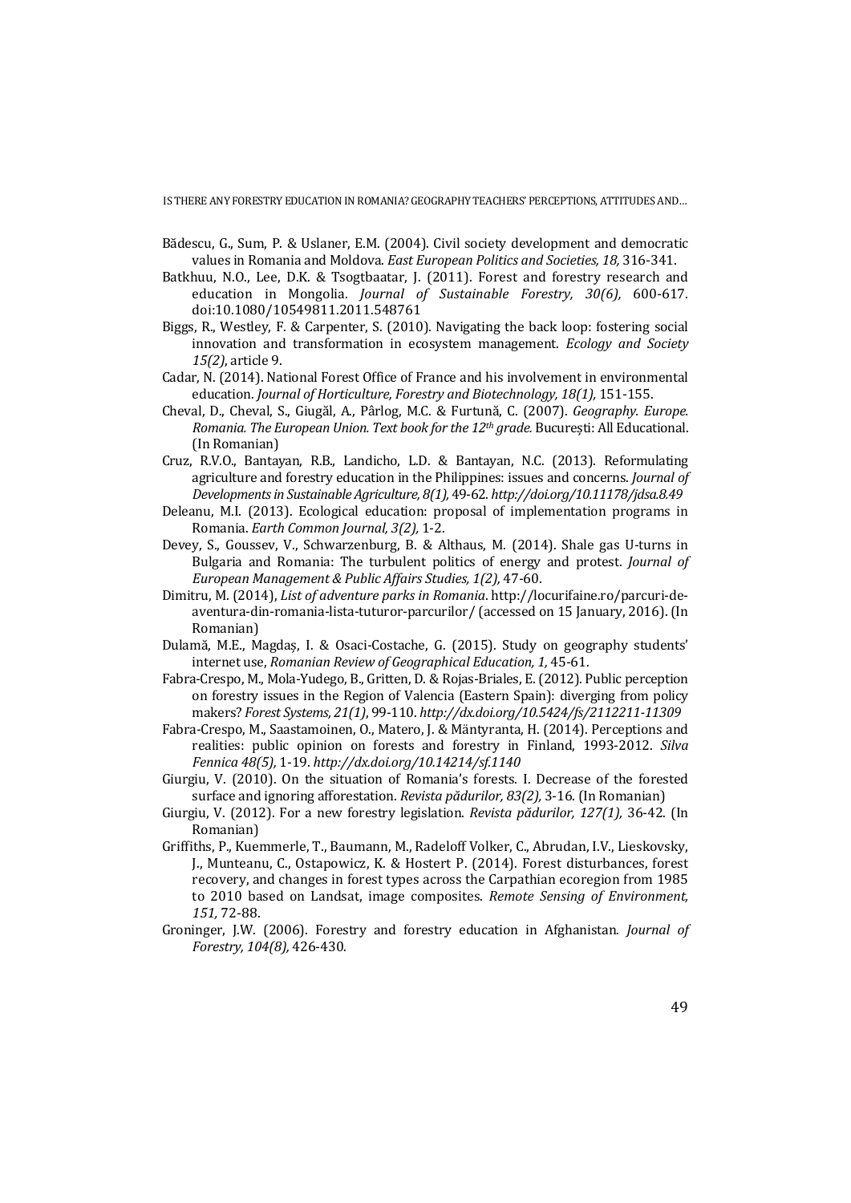Bădescu, G., Sum, P. & Uslaner, E.M. (2004). Civil society development and democratic values in Romania and Moldova. *East European Politics and Societies, 18,* 316-341.

Batkhuu, N.O., Lee, D.K. & Tsogtbaatar, J. (2011). Forest and forestry research and education in Mongolia. *Journal of Sustainable Forestry, 30(6),* 600-617. doi:10.1080/10549811.2011.548761

Biggs, R., Westley, F. & Carpenter, S. (2010). Navigating the back loop: fostering social innovation and transformation in ecosystem management. *Ecology and Society 15(2)*, article 9.

Cadar, N. (2014). National Forest Office of France and his involvement in environmental education. *Journal of Horticulture, Forestry and Biotechnology, 18(1),* 151-155.

Cheval, D., Cheval, S., Giugăl, A., Pârlog, M.C. & Furtună, C. (2007). *Geography. Europe. Romania. The European Union. Text book for the 12th grade.* București: All Educational. (In Romanian)

Cruz, R.V.O., Bantayan, R.B., Landicho, L.D. & Bantayan, N.C. (2013). Reformulating agriculture and forestry education in the Philippines: issues and concerns. *Journal of Developments in Sustainable Agriculture, 8(1),* 49-62. *http://doi.org/10.11178/jdsa.8.49*

Deleanu, M.I. (2013). Ecological education: proposal of implementation programs in Romania. *Earth Common Journal, 3(2),* 1-2.

Devey, S., Goussev, V., Schwarzenburg, B. & Althaus, M. (2014). Shale gas U-turns in Bulgaria and Romania: The turbulent politics of energy and protest. *Journal of European Management & Public Affairs Studies, 1(2),* 47-60.

Dimitru, M. (2014), *List of adventure parks in Romania*. http://locurifaine.ro/parcuri-de-aventura-din-romania-lista-tuturor-parcurilor/ (accessed on 15 January, 2016). (In Romanian)

Dulamă, M.E., Magdaș, I. & Osaci-Costache, G. (2015). Study on geography students' internet use, *Romanian Review of Geographical Education, 1,* 45-61.

Fabra-Crespo, M., Mola-Yudego, B., Gritten, D. & Rojas-Briales, E. (2012). Public perception on forestry issues in the Region of Valencia (Eastern Spain): diverging from policy makers? *Forest Systems, 21(1)*, 99-110. *http://dx.doi.org/10.5424/fs/2112211-11309*

Fabra-Crespo, M., Saastamoinen, O., Matero, J. & Mäntyranta, H. (2014). Perceptions and realities: public opinion on forests and forestry in Finland, 1993-2012. *Silva Fennica 48(5),* 1-19. *http://dx.doi.org/10.14214/sf.1140*

Giurgiu, V. (2010). On the situation of Romania's forests. I. Decrease of the forested surface and ignoring afforestation. *Revista pădurilor, 83(2),* 3-16. (In Romanian)

Giurgiu, V. (2012). For a new forestry legislation. *Revista pădurilor, 127(1),* 36-42. (In Romanian)

Griffiths, P., Kuemmerle, T., Baumann, M., Radeloff Volker, C., Abrudan, I.V., Lieskovsky, J., Munteanu, C., Ostapowicz, K. & Hostert P. (2014). Forest disturbances, forest recovery, and changes in forest types across the Carpathian ecoregion from 1985 to 2010 based on Landsat, image composites. *Remote Sensing of Environment, 151,* 72-88.

Groninger, J.W. (2006). Forestry and forestry education in Afghanistan. *Journal of Forestry, 104(8),* 426-430.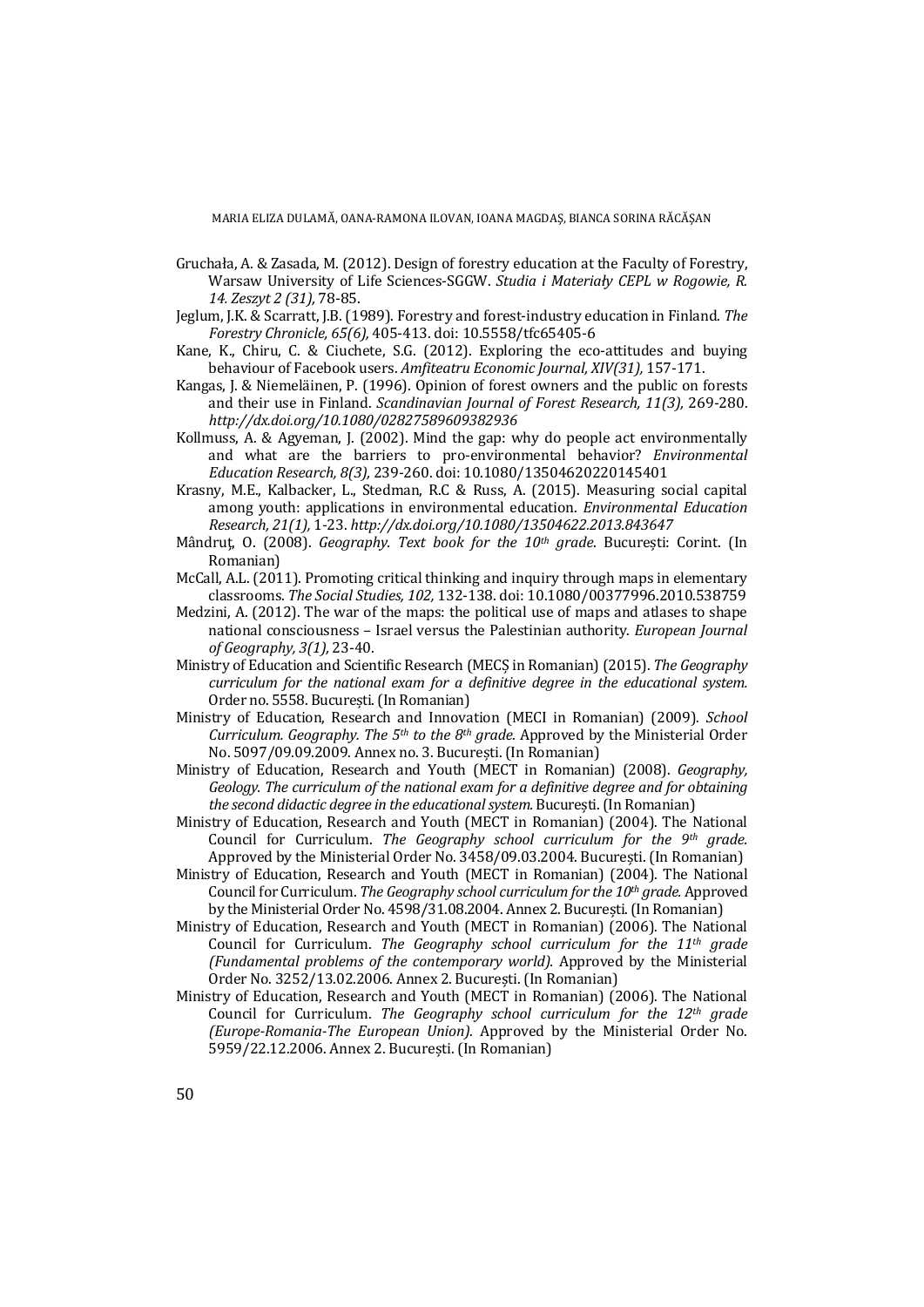Gruchała, A. & Zasada, M. (2012). Design of forestry education at the Faculty of Forestry, Warsaw University of Life Sciences-SGGW. *Studia i Materiały CEPL w Rogowie, R. 14. Zeszyt 2 (31),* 78-85.

Jeglum, J.K. & Scarratt, J.B. (1989). Forestry and forest-industry education in Finland. *The Forestry Chronicle, 65(6),* 405-413. doi: 10.5558/tfc65405-6

Kane, K., Chiru, C. & Ciuchete, S.G. (2012). Exploring the eco-attitudes and buying behaviour of Facebook users. *Amfiteatru Economic Journal, XIV(31),* 157-171.

Kangas, J. & Niemeläinen, P. (1996). Opinion of forest owners and the public on forests and their use in Finland. *Scandinavian Journal of Forest Research, 11(3),* 269-280. *http://dx.doi.org/10.1080/02827589609382936*

Kollmuss, A. & Agyeman, J. (2002). Mind the gap: why do people act environmentally and what are the barriers to pro-environmental behavior? *Environmental Education Research, 8(3),* 239-260. doi: 10.1080/13504620220145401

Krasny, M.E., Kalbacker, L., Stedman, R.C & Russ, A. (2015). Measuring social capital among youth: applications in environmental education. *Environmental Education Research, 21(1),* 1-23. *http://dx.doi.org/10.1080/13504622.2013.843647*

Mândruţ, O. (2008). *Geography. Text book for the 10th grade*. București: Corint. (In Romanian)

McCall, A.L. (2011). Promoting critical thinking and inquiry through maps in elementary classrooms. *The Social Studies, 102,* 132-138. doi: 10.1080/00377996.2010.538759

Medzini, A. (2012). The war of the maps: the political use of maps and atlases to shape national consciousness – Israel versus the Palestinian authority. *European Journal of Geography, 3(1),* 23-40.

Ministry of Education and Scientific Research (MECȘ in Romanian) (2015). *The Geography curriculum for the national exam for a definitive degree in the educational system.* Order no. 5558. București. (In Romanian)

Ministry of Education, Research and Innovation (MECI in Romanian) (2009). *School Curriculum. Geography. The 5th to the 8th grade.* Approved by the Ministerial Order No. 5097/09.09.2009. Annex no. 3. București. (In Romanian)

Ministry of Education, Research and Youth (MECT in Romanian) (2008). *Geography, Geology. The curriculum of the national exam for a definitive degree and for obtaining the second didactic degree in the educational system.* București. (In Romanian)

Ministry of Education, Research and Youth (MECT in Romanian) (2004). The National Council for Curriculum. *The Geography school curriculum for the 9th grade.* Approved by the Ministerial Order No. 3458/09.03.2004. București. (In Romanian)

Ministry of Education, Research and Youth (MECT in Romanian) (2004). The National Council for Curriculum. *The Geography school curriculum for the 10th grade.* Approved by the Ministerial Order No. 4598/31.08.2004. Annex 2. București. (In Romanian)

Ministry of Education, Research and Youth (MECT in Romanian) (2006). The National Council for Curriculum. *The Geography school curriculum for the 11th grade (Fundamental problems of the contemporary world).* Approved by the Ministerial Order No. 3252/13.02.2006. Annex 2. București. (In Romanian)

Ministry of Education, Research and Youth (MECT in Romanian) (2006). The National Council for Curriculum. *The Geography school curriculum for the 12th grade (Europe-Romania-The European Union).* Approved by the Ministerial Order No. 5959/22.12.2006. Annex 2. București. (In Romanian)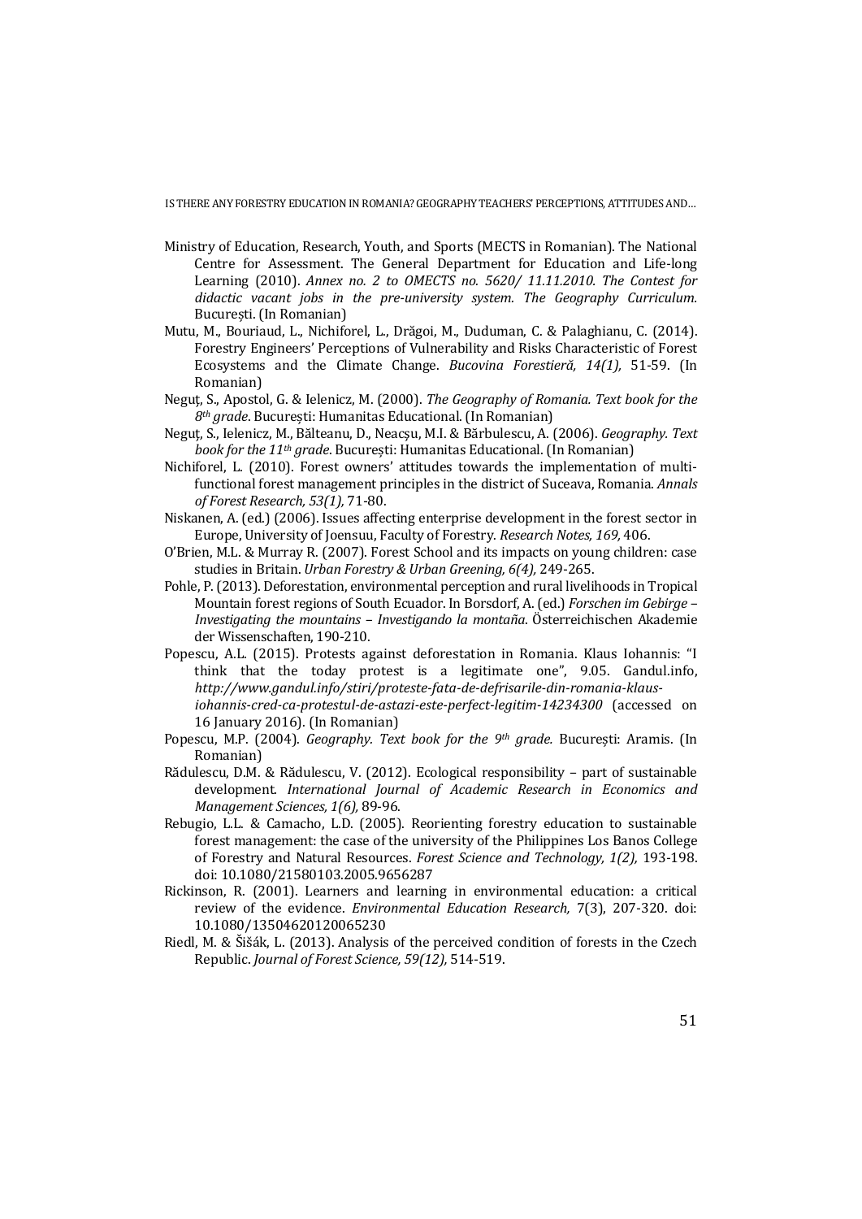Ministry of Education, Research, Youth, and Sports (MECTS in Romanian). The National Centre for Assessment. The General Department for Education and Life-long Learning (2010). *Annex no. 2 to OMECTS no. 5620/ 11.11.2010. The Contest for didactic vacant jobs in the pre-university system. The Geography Curriculum.* București. (In Romanian)

Mutu, M., Bouriaud, L., Nichiforel, L., Drăgoi, M., Duduman, C. & Palaghianu, C. (2014). Forestry Engineers' Perceptions of Vulnerability and Risks Characteristic of Forest Ecosystems and the Climate Change. *Bucovina Forestieră, 14(1),* 51-59. (In Romanian)

Neguț, S., Apostol, G. & Ielenicz, M. (2000). *The Geography of Romania. Text book for the 8th grade*. București: Humanitas Educational. (In Romanian)

Neguț, S., Ielenicz, M., Bălteanu, D., Neacşu, M.I. & Bărbulescu, A. (2006). *Geography. Text book for the 11th grade*. București: Humanitas Educational. (In Romanian)

Nichiforel, L. (2010). Forest owners' attitudes towards the implementation of multi-functional forest management principles in the district of Suceava, Romania. *Annals of Forest Research, 53(1),* 71-80.

Niskanen, A. (ed.) (2006). Issues affecting enterprise development in the forest sector in Europe, University of Joensuu, Faculty of Forestry. *Research Notes, 169,* 406.

O'Brien, M.L. & Murray R. (2007). Forest School and its impacts on young children: case studies in Britain. *Urban Forestry & Urban Greening, 6(4),* 249-265.

Pohle, P. (2013). Deforestation, environmental perception and rural livelihoods in Tropical Mountain forest regions of South Ecuador. In Borsdorf, A. (ed.) *Forschen im Gebirge – Investigating the mountains – Investigando la montaña*. Österreichischen Akademie der Wissenschaften, 190-210.

Popescu, A.L. (2015). Protests against deforestation in Romania. Klaus Iohannis: "I think that the today protest is a legitimate one", 9.05. Gandul.info, *http://www.gandul.info/stiri/proteste-fata-de-defrisarile-din-romania-klaus-iohannis-cred-ca-protestul-de-astazi-este-perfect-legitim-14234300* (accessed on 16 January 2016). (In Romanian)

Popescu, M.P. (2004). *Geography. Text book for the 9th grade.* București: Aramis. (In Romanian)

Rădulescu, D.M. & Rădulescu, V. (2012). Ecological responsibility – part of sustainable development. *International Journal of Academic Research in Economics and Management Sciences, 1(6),* 89-96.

Rebugio, L.L. & Camacho, L.D. (2005). Reorienting forestry education to sustainable forest management: the case of the university of the Philippines Los Banos College of Forestry and Natural Resources. *Forest Science and Technology, 1(2),* 193-198. doi: 10.1080/21580103.2005.9656287

Rickinson, R. (2001). Learners and learning in environmental education: a critical review of the evidence. *Environmental Education Research,* 7(3), 207-320. doi: 10.1080/13504620120065230

Riedl, M. & Šišák, L. (2013). Analysis of the perceived condition of forests in the Czech Republic. *Journal of Forest Science, 59(12),* 514-519.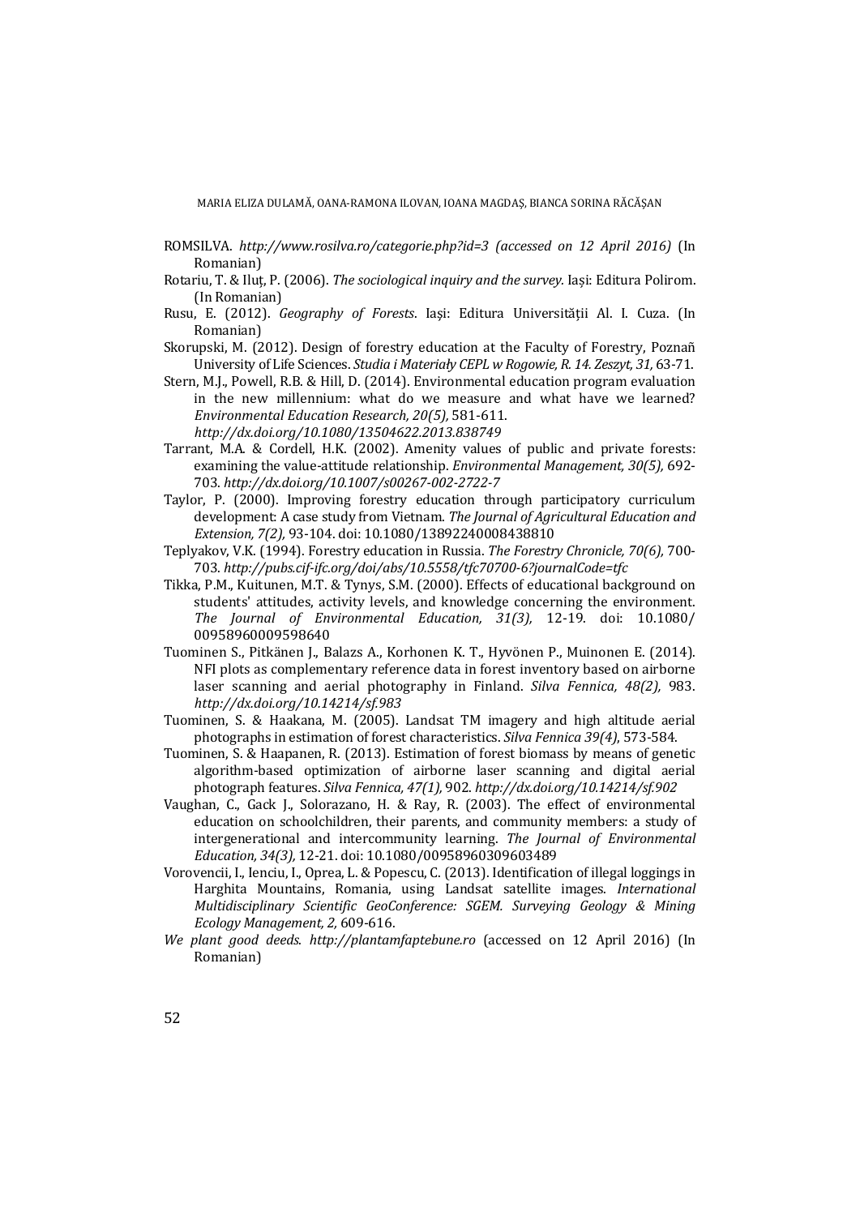ROMSILVA. *http://www.rosilva.ro/categorie.php?id=3 (accessed on 12 April 2016)* (In Romanian)

Rotariu, T. & Iluț, P. (2006). *The sociological inquiry and the survey.* Iași: Editura Polirom. (In Romanian)

Rusu, E. (2012). *Geography of Forests*. Iași: Editura Universității Al. I. Cuza. (In Romanian)

Skorupski, M. (2012). Design of forestry education at the Faculty of Forestry, Poznañ University of Life Sciences. *Studia i Materiały CEPL w Rogowie, R. 14. Zeszyt, 31,* 63-71.

Stern, M.J., Powell, R.B. & Hill, D. (2014). Environmental education program evaluation in the new millennium: what do we measure and what have we learned? *Environmental Education Research, 20(5),* 581-611. *http://dx.doi.org/10.1080/13504622.2013.838749*

Tarrant, M.A. & Cordell, H.K. (2002). Amenity values of public and private forests: examining the value-attitude relationship. *Environmental Management, 30(5),* 692-703. *http://dx.doi.org/10.1007/s00267-002-2722-7*

Taylor, P. (2000). Improving forestry education through participatory curriculum development: A case study from Vietnam. *The Journal of Agricultural Education and Extension, 7(2),* 93-104. doi: 10.1080/13892240008438810

Teplyakov, V.K. (1994). Forestry education in Russia. *The Forestry Chronicle, 70(6),* 700-703. *http://pubs.cif-ifc.org/doi/abs/10.5558/tfc70700-6?journalCode=tfc*

Tikka, P.M., Kuitunen, M.T. & Tynys, S.M. (2000). Effects of educational background on students' attitudes, activity levels, and knowledge concerning the environment. *The Journal of Environmental Education, 31(3),* 12-19. doi: 10.1080/00958960009598640

Tuominen S., Pitkänen J., Balazs A., Korhonen K. T., Hyvönen P., Muinonen E. (2014). NFI plots as complementary reference data in forest inventory based on airborne laser scanning and aerial photography in Finland. *Silva Fennica, 48(2),* 983. *http://dx.doi.org/10.14214/sf.983*

Tuominen, S. & Haakana, M. (2005). Landsat TM imagery and high altitude aerial photographs in estimation of forest characteristics. *Silva Fennica 39(4)*, 573-584.

Tuominen, S. & Haapanen, R. (2013). Estimation of forest biomass by means of genetic algorithm-based optimization of airborne laser scanning and digital aerial photograph features. *Silva Fennica, 47(1),* 902. *http://dx.doi.org/10.14214/sf.902*

Vaughan, C., Gack J., Solorazano, H. & Ray, R. (2003). The effect of environmental education on schoolchildren, their parents, and community members: a study of intergenerational and intercommunity learning. *The Journal of Environmental Education, 34(3),* 12-21. doi: 10.1080/00958960309603489

Vorovencii, I., Ienciu, I., Oprea, L. & Popescu, C. (2013). Identification of illegal loggings in Harghita Mountains, Romania, using Landsat satellite images. *International Multidisciplinary Scientific GeoConference: SGEM. Surveying Geology & Mining Ecology Management, 2,* 609-616.

*We plant good deeds. http://plantamfaptebune.ro* (accessed on 12 April 2016) (In Romanian)